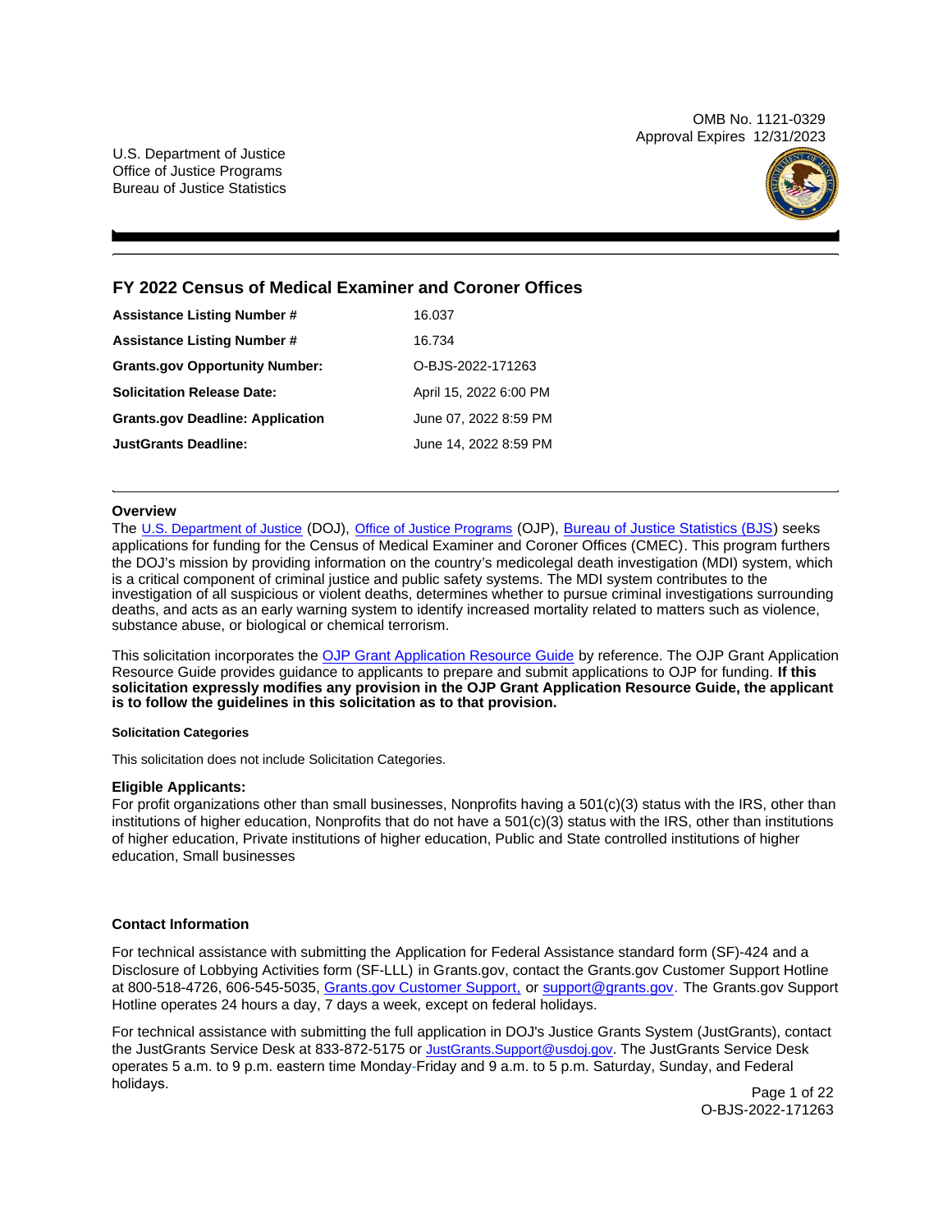OMB No. 1121-0329
Approval Expires 12/31/2023

U.S. Department of Justice
Office of Justice Programs
Bureau of Justice Statistics

# FY 2022 Census of Medical Examiner and Coroner Offices

| | |
|---|---|
| **Assistance Listing Number #** | 16.037 |
| **Assistance Listing Number #** | 16.734 |
| **Grants.gov Opportunity Number:** | O-BJS-2022-171263 |
| **Solicitation Release Date:** | April 15, 2022 6:00 PM |
| **Grants.gov Deadline: Application** | June 07, 2022 8:59 PM |
| **JustGrants Deadline:** | June 14, 2022 8:59 PM |

## Overview

The U.S. Department of Justice (DOJ), Office of Justice Programs (OJP), Bureau of Justice Statistics (BJS) seeks applications for funding for the Census of Medical Examiner and Coroner Offices (CMEC). This program furthers the DOJ's mission by providing information on the country's medicolegal death investigation (MDI) system, which is a critical component of criminal justice and public safety systems. The MDI system contributes to the investigation of all suspicious or violent deaths, determines whether to pursue criminal investigations surrounding deaths, and acts as an early warning system to identify increased mortality related to matters such as violence, substance abuse, or biological or chemical terrorism.

This solicitation incorporates the OJP Grant Application Resource Guide by reference. The OJP Grant Application Resource Guide provides guidance to applicants to prepare and submit applications to OJP for funding. **If this solicitation expressly modifies any provision in the OJP Grant Application Resource Guide, the applicant is to follow the guidelines in this solicitation as to that provision.**

#### Solicitation Categories

This solicitation does not include Solicitation Categories.

### Eligible Applicants:

For profit organizations other than small businesses, Nonprofits having a 501(c)(3) status with the IRS, other than institutions of higher education, Nonprofits that do not have a 501(c)(3) status with the IRS, other than institutions of higher education, Private institutions of higher education, Public and State controlled institutions of higher education, Small businesses

### Contact Information

For technical assistance with submitting the Application for Federal Assistance standard form (SF)-424 and a Disclosure of Lobbying Activities form (SF-LLL) in Grants.gov, contact the Grants.gov Customer Support Hotline at 800-518-4726, 606-545-5035, Grants.gov Customer Support, or support@grants.gov. The Grants.gov Support Hotline operates 24 hours a day, 7 days a week, except on federal holidays.

For technical assistance with submitting the full application in DOJ's Justice Grants System (JustGrants), contact the JustGrants Service Desk at 833-872-5175 or JustGrants.Support@usdoj.gov. The JustGrants Service Desk operates 5 a.m. to 9 p.m. eastern time Monday-Friday and 9 a.m. to 5 p.m. Saturday, Sunday, and Federal holidays.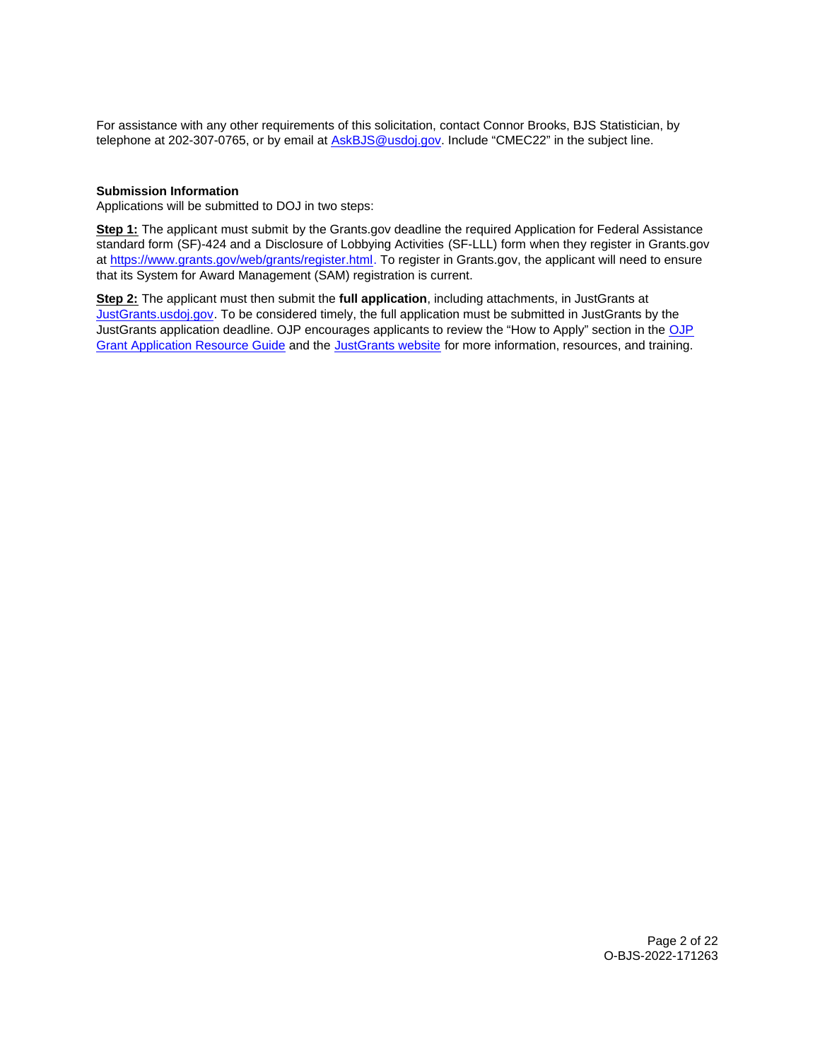For assistance with any other requirements of this solicitation, contact Connor Brooks, BJS Statistician, by telephone at 202-307-0765, or by email at [AskBJS@usdoj.gov](mailto:AskBJS@usdoj.gov). Include "CMEC22" in the subject line.

**Submission Information**

Applications will be submitted to DOJ in two steps:

**Step 1:** The applicant must submit by the Grants.gov deadline the required Application for Federal Assistance standard form (SF)-424 and a Disclosure of Lobbying Activities (SF-LLL) form when they register in Grants.gov at [https://www.grants.gov/web/grants/register.html](https://www.grants.gov/web/grants/register.html). To register in Grants.gov, the applicant will need to ensure that its System for Award Management (SAM) registration is current.

**Step 2:** The applicant must then submit the **full application**, including attachments, in JustGrants at JustGrants.usdoj.gov. To be considered timely, the full application must be submitted in JustGrants by the JustGrants application deadline. OJP encourages applicants to review the "How to Apply" section in the OJP Grant Application Resource Guide and the JustGrants website for more information, resources, and training.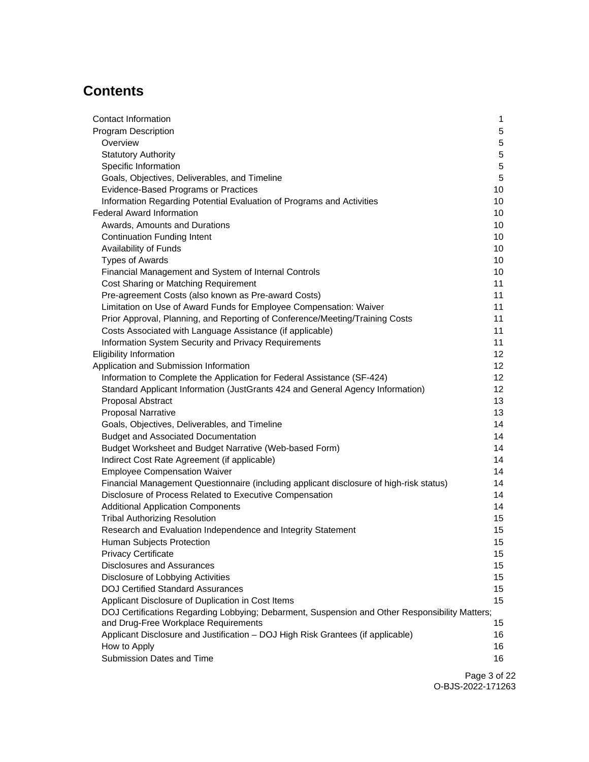# Contents

| | |
|---|---|
| Contact Information | 1 |
| Program Description | 5 |
| Overview | 5 |
| Statutory Authority | 5 |
| Specific Information | 5 |
| Goals, Objectives, Deliverables, and Timeline | 5 |
| Evidence-Based Programs or Practices | 10 |
| Information Regarding Potential Evaluation of Programs and Activities | 10 |
| Federal Award Information | 10 |
| Awards, Amounts and Durations | 10 |
| Continuation Funding Intent | 10 |
| Availability of Funds | 10 |
| Types of Awards | 10 |
| Financial Management and System of Internal Controls | 10 |
| Cost Sharing or Matching Requirement | 11 |
| Pre-agreement Costs (also known as Pre-award Costs) | 11 |
| Limitation on Use of Award Funds for Employee Compensation: Waiver | 11 |
| Prior Approval, Planning, and Reporting of Conference/Meeting/Training Costs | 11 |
| Costs Associated with Language Assistance (if applicable) | 11 |
| Information System Security and Privacy Requirements | 11 |
| Eligibility Information | 12 |
| Application and Submission Information | 12 |
| Information to Complete the Application for Federal Assistance (SF-424) | 12 |
| Standard Applicant Information (JustGrants 424 and General Agency Information) | 12 |
| Proposal Abstract | 13 |
| Proposal Narrative | 13 |
| Goals, Objectives, Deliverables, and Timeline | 14 |
| Budget and Associated Documentation | 14 |
| Budget Worksheet and Budget Narrative (Web-based Form) | 14 |
| Indirect Cost Rate Agreement (if applicable) | 14 |
| Employee Compensation Waiver | 14 |
| Financial Management Questionnaire (including applicant disclosure of high-risk status) | 14 |
| Disclosure of Process Related to Executive Compensation | 14 |
| Additional Application Components | 14 |
| Tribal Authorizing Resolution | 15 |
| Research and Evaluation Independence and Integrity Statement | 15 |
| Human Subjects Protection | 15 |
| Privacy Certificate | 15 |
| Disclosures and Assurances | 15 |
| Disclosure of Lobbying Activities | 15 |
| DOJ Certified Standard Assurances | 15 |
| Applicant Disclosure of Duplication in Cost Items | 15 |
| DOJ Certifications Regarding Lobbying; Debarment, Suspension and Other Responsibility Matters; and Drug-Free Workplace Requirements | 15 |
| Applicant Disclosure and Justification – DOJ High Risk Grantees (if applicable) | 16 |
| How to Apply | 16 |
| Submission Dates and Time | 16 |

O-BJS-2022-171263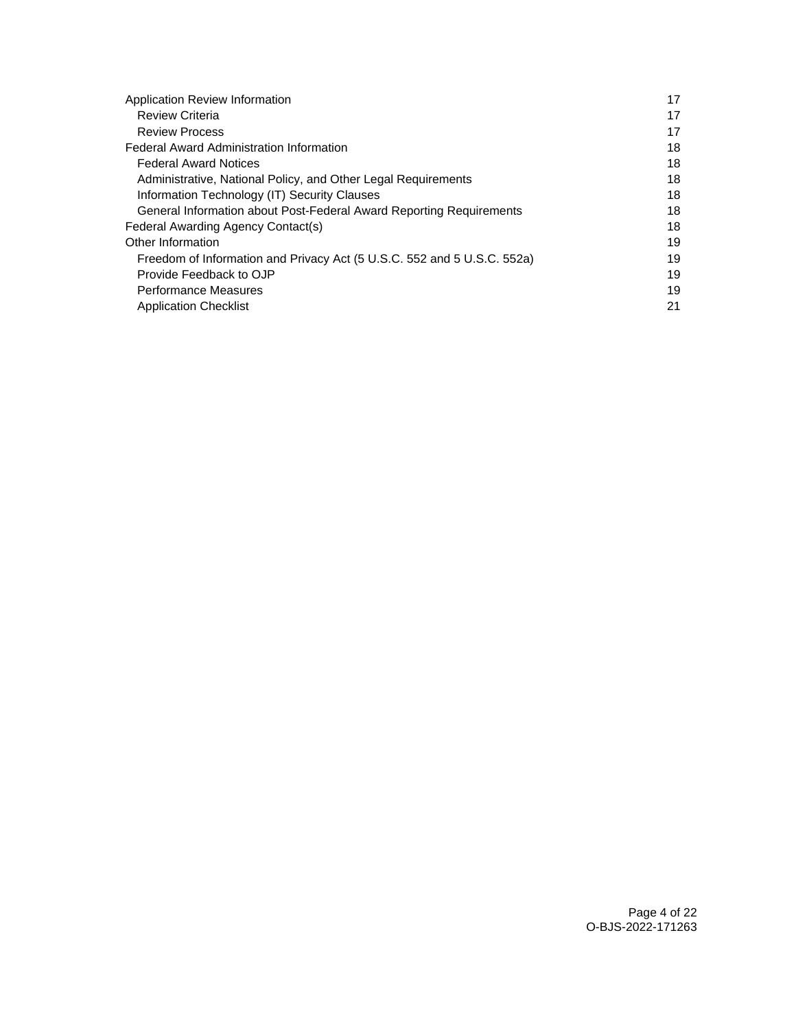Application Review Information 17

- Review Criteria 17
- Review Process 17

Federal Award Administration Information 18

- Federal Award Notices 18
- Administrative, National Policy, and Other Legal Requirements 18
- Information Technology (IT) Security Clauses 18
- General Information about Post-Federal Award Reporting Requirements 18

Federal Awarding Agency Contact(s) 18

Other Information 19

- Freedom of Information and Privacy Act (5 U.S.C. 552 and 5 U.S.C. 552a) 19
- Provide Feedback to OJP 19
- Performance Measures 19
- Application Checklist 21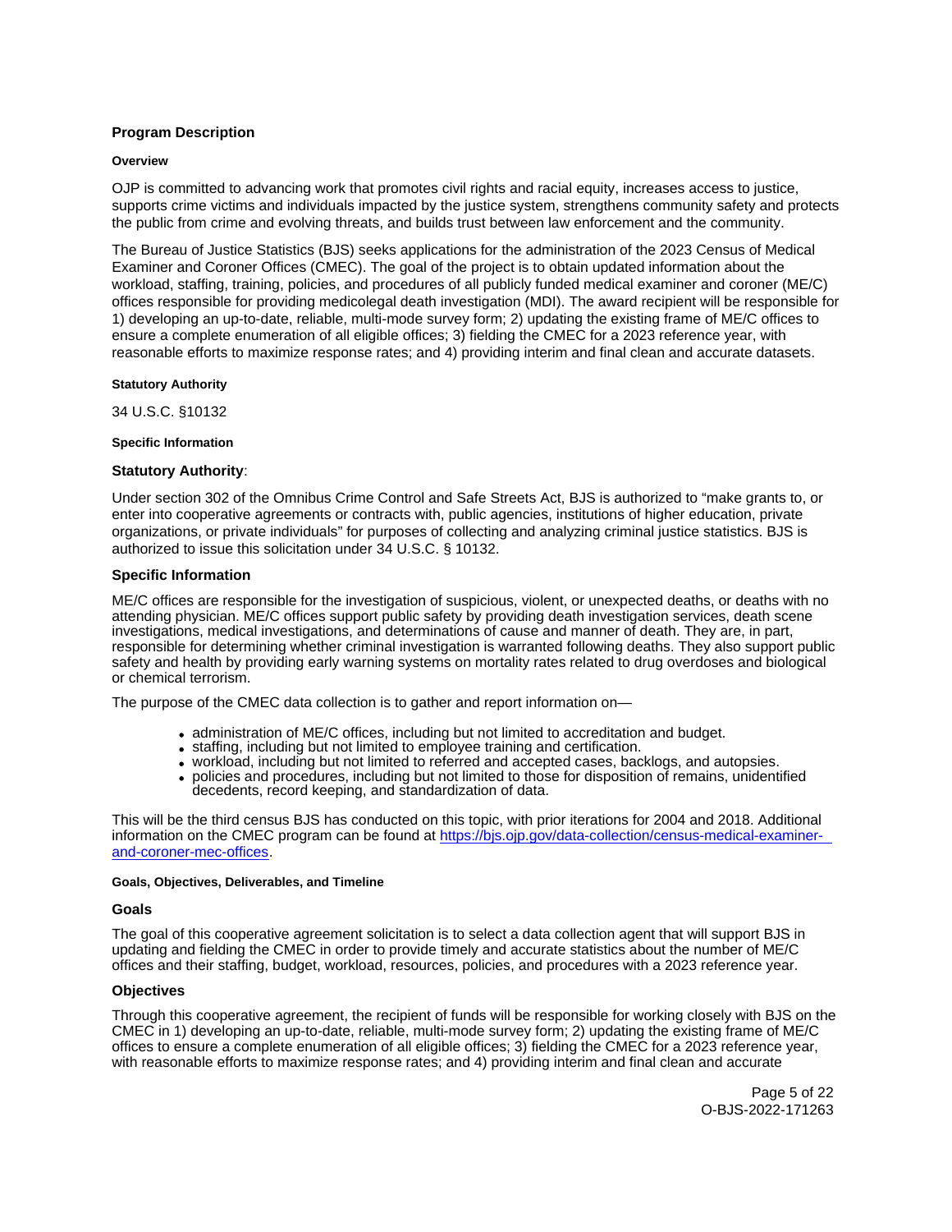## Program Description

#### Overview

OJP is committed to advancing work that promotes civil rights and racial equity, increases access to justice, supports crime victims and individuals impacted by the justice system, strengthens community safety and protects the public from crime and evolving threats, and builds trust between law enforcement and the community.

The Bureau of Justice Statistics (BJS) seeks applications for the administration of the 2023 Census of Medical Examiner and Coroner Offices (CMEC). The goal of the project is to obtain updated information about the workload, staffing, training, policies, and procedures of all publicly funded medical examiner and coroner (ME/C) offices responsible for providing medicolegal death investigation (MDI). The award recipient will be responsible for 1) developing an up-to-date, reliable, multi-mode survey form; 2) updating the existing frame of ME/C offices to ensure a complete enumeration of all eligible offices; 3) fielding the CMEC for a 2023 reference year, with reasonable efforts to maximize response rates; and 4) providing interim and final clean and accurate datasets.

#### Statutory Authority

34 U.S.C. §10132

#### Specific Information

### Statutory Authority:

Under section 302 of the Omnibus Crime Control and Safe Streets Act, BJS is authorized to "make grants to, or enter into cooperative agreements or contracts with, public agencies, institutions of higher education, private organizations, or private individuals" for purposes of collecting and analyzing criminal justice statistics. BJS is authorized to issue this solicitation under 34 U.S.C. § 10132.

### Specific Information

ME/C offices are responsible for the investigation of suspicious, violent, or unexpected deaths, or deaths with no attending physician. ME/C offices support public safety by providing death investigation services, death scene investigations, medical investigations, and determinations of cause and manner of death. They are, in part, responsible for determining whether criminal investigation is warranted following deaths. They also support public safety and health by providing early warning systems on mortality rates related to drug overdoses and biological or chemical terrorism.

The purpose of the CMEC data collection is to gather and report information on—

- administration of ME/C offices, including but not limited to accreditation and budget.
- staffing, including but not limited to employee training and certification.
- workload, including but not limited to referred and accepted cases, backlogs, and autopsies.
- policies and procedures, including but not limited to those for disposition of remains, unidentified decedents, record keeping, and standardization of data.

This will be the third census BJS has conducted on this topic, with prior iterations for 2004 and 2018. Additional information on the CMEC program can be found at [https://bjs.ojp.gov/data-collection/census-medical-examiner-and-coroner-mec-offices](https://bjs.ojp.gov/data-collection/census-medical-examiner-and-coroner-mec-offices).

#### Goals, Objectives, Deliverables, and Timeline

### Goals

The goal of this cooperative agreement solicitation is to select a data collection agent that will support BJS in updating and fielding the CMEC in order to provide timely and accurate statistics about the number of ME/C offices and their staffing, budget, workload, resources, policies, and procedures with a 2023 reference year.

### Objectives

Through this cooperative agreement, the recipient of funds will be responsible for working closely with BJS on the CMEC in 1) developing an up-to-date, reliable, multi-mode survey form; 2) updating the existing frame of ME/C offices to ensure a complete enumeration of all eligible offices; 3) fielding the CMEC for a 2023 reference year, with reasonable efforts to maximize response rates; and 4) providing interim and final clean and accurate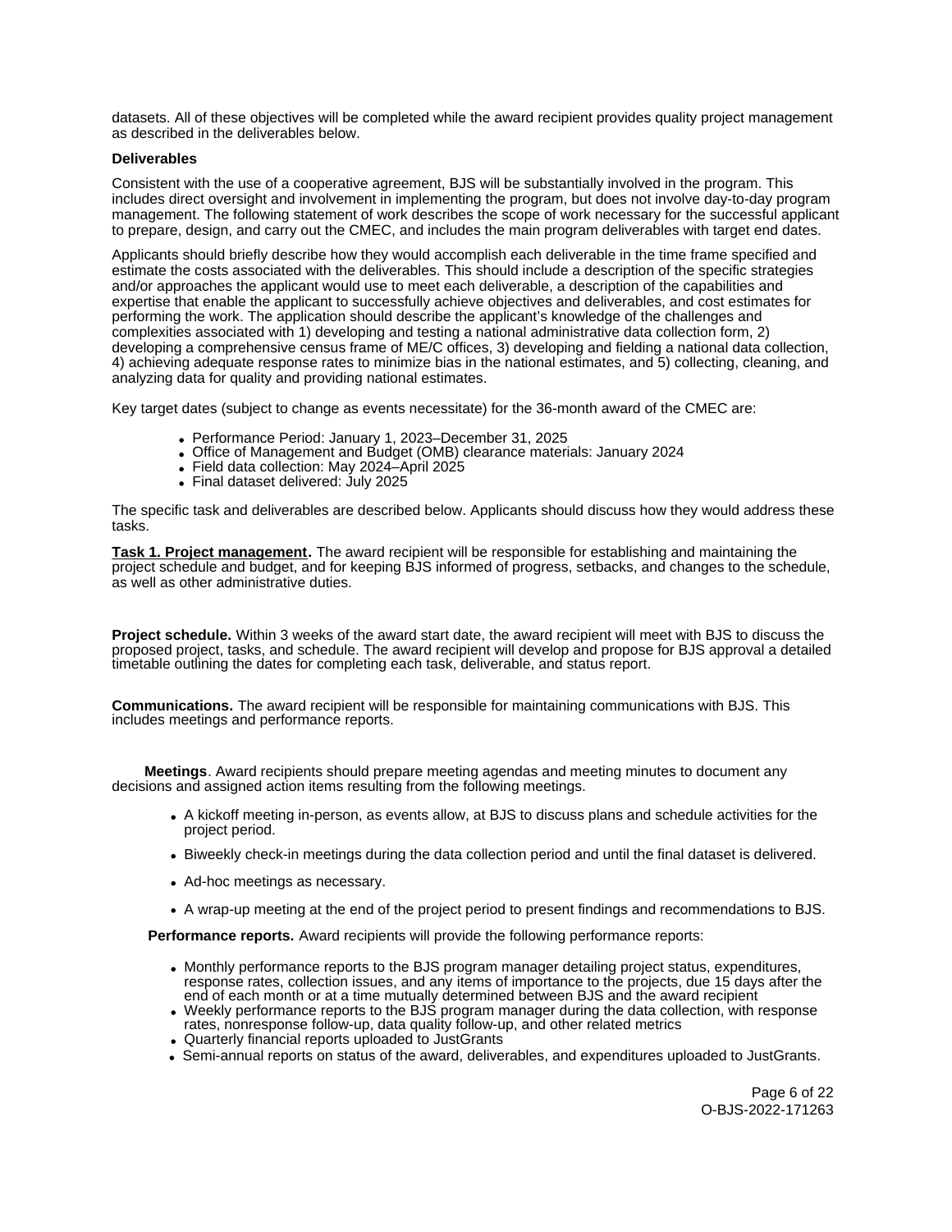datasets. All of these objectives will be completed while the award recipient provides quality project management as described in the deliverables below.

**Deliverables**

Consistent with the use of a cooperative agreement, BJS will be substantially involved in the program. This includes direct oversight and involvement in implementing the program, but does not involve day-to-day program management. The following statement of work describes the scope of work necessary for the successful applicant to prepare, design, and carry out the CMEC, and includes the main program deliverables with target end dates.

Applicants should briefly describe how they would accomplish each deliverable in the time frame specified and estimate the costs associated with the deliverables. This should include a description of the specific strategies and/or approaches the applicant would use to meet each deliverable, a description of the capabilities and expertise that enable the applicant to successfully achieve objectives and deliverables, and cost estimates for performing the work. The application should describe the applicant's knowledge of the challenges and complexities associated with 1) developing and testing a national administrative data collection form, 2) developing a comprehensive census frame of ME/C offices, 3) developing and fielding a national data collection, 4) achieving adequate response rates to minimize bias in the national estimates, and 5) collecting, cleaning, and analyzing data for quality and providing national estimates.

Key target dates (subject to change as events necessitate) for the 36-month award of the CMEC are:

- Performance Period: January 1, 2023–December 31, 2025
- Office of Management and Budget (OMB) clearance materials: January 2024
- Field data collection: May 2024–April 2025
- Final dataset delivered: July 2025

The specific task and deliverables are described below. Applicants should discuss how they would address these tasks.

**Task 1. Project management.** The award recipient will be responsible for establishing and maintaining the project schedule and budget, and for keeping BJS informed of progress, setbacks, and changes to the schedule, as well as other administrative duties.

**Project schedule.** Within 3 weeks of the award start date, the award recipient will meet with BJS to discuss the proposed project, tasks, and schedule. The award recipient will develop and propose for BJS approval a detailed timetable outlining the dates for completing each task, deliverable, and status report.

**Communications.** The award recipient will be responsible for maintaining communications with BJS. This includes meetings and performance reports.

**Meetings**. Award recipients should prepare meeting agendas and meeting minutes to document any decisions and assigned action items resulting from the following meetings.

- A kickoff meeting in-person, as events allow, at BJS to discuss plans and schedule activities for the project period.
- Biweekly check-in meetings during the data collection period and until the final dataset is delivered.
- Ad-hoc meetings as necessary.
- A wrap-up meeting at the end of the project period to present findings and recommendations to BJS.

**Performance reports.** Award recipients will provide the following performance reports:

- Monthly performance reports to the BJS program manager detailing project status, expenditures, response rates, collection issues, and any items of importance to the projects, due 15 days after the end of each month or at a time mutually determined between BJS and the award recipient
- Weekly performance reports to the BJS program manager during the data collection, with response rates, nonresponse follow-up, data quality follow-up, and other related metrics
- Quarterly financial reports uploaded to JustGrants
- Semi-annual reports on status of the award, deliverables, and expenditures uploaded to JustGrants.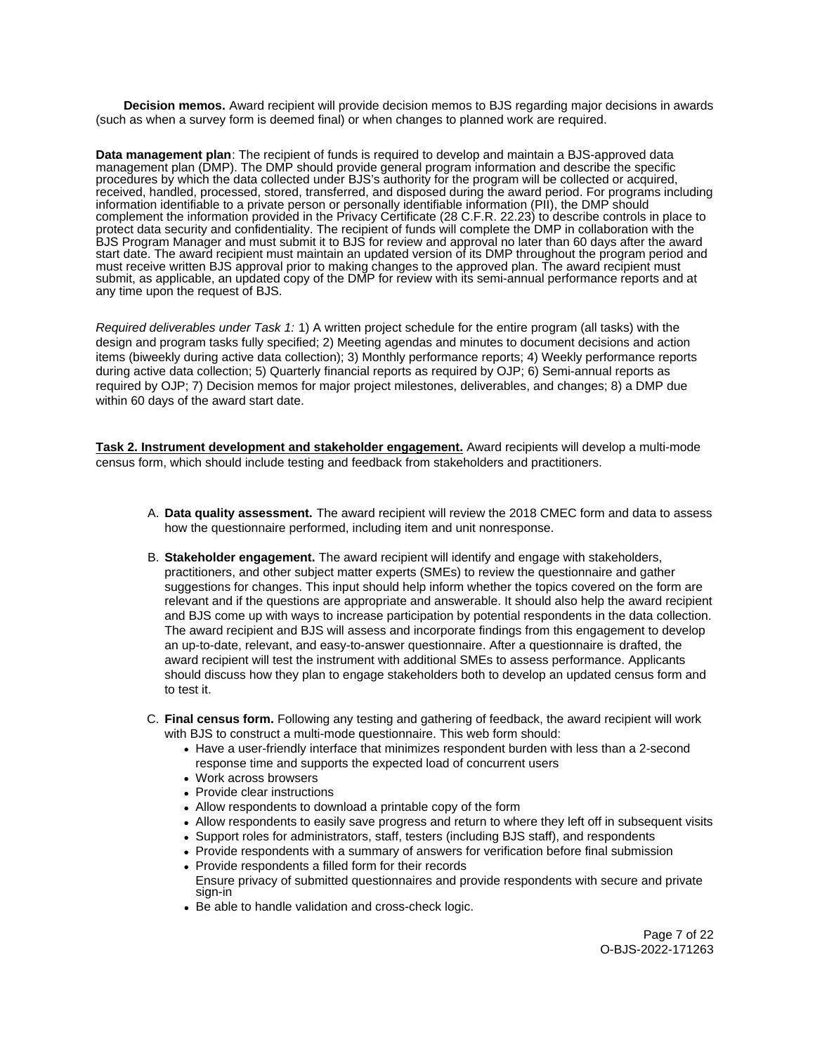**Decision memos.** Award recipient will provide decision memos to BJS regarding major decisions in awards (such as when a survey form is deemed final) or when changes to planned work are required.

**Data management plan**: The recipient of funds is required to develop and maintain a BJS-approved data management plan (DMP). The DMP should provide general program information and describe the specific procedures by which the data collected under BJS's authority for the program will be collected or acquired, received, handled, processed, stored, transferred, and disposed during the award period. For programs including information identifiable to a private person or personally identifiable information (PII), the DMP should complement the information provided in the Privacy Certificate (28 C.F.R. 22.23) to describe controls in place to protect data security and confidentiality. The recipient of funds will complete the DMP in collaboration with the BJS Program Manager and must submit it to BJS for review and approval no later than 60 days after the award start date. The award recipient must maintain an updated version of its DMP throughout the program period and must receive written BJS approval prior to making changes to the approved plan. The award recipient must submit, as applicable, an updated copy of the DMP for review with its semi-annual performance reports and at any time upon the request of BJS.

*Required deliverables under Task 1:* 1) A written project schedule for the entire program (all tasks) with the design and program tasks fully specified; 2) Meeting agendas and minutes to document decisions and action items (biweekly during active data collection); 3) Monthly performance reports; 4) Weekly performance reports during active data collection; 5) Quarterly financial reports as required by OJP; 6) Semi-annual reports as required by OJP; 7) Decision memos for major project milestones, deliverables, and changes; 8) a DMP due within 60 days of the award start date.

**Task 2. Instrument development and stakeholder engagement.** Award recipients will develop a multi-mode census form, which should include testing and feedback from stakeholders and practitioners.

A. **Data quality assessment.** The award recipient will review the 2018 CMEC form and data to assess how the questionnaire performed, including item and unit nonresponse.

B. **Stakeholder engagement.** The award recipient will identify and engage with stakeholders, practitioners, and other subject matter experts (SMEs) to review the questionnaire and gather suggestions for changes. This input should help inform whether the topics covered on the form are relevant and if the questions are appropriate and answerable. It should also help the award recipient and BJS come up with ways to increase participation by potential respondents in the data collection. The award recipient and BJS will assess and incorporate findings from this engagement to develop an up-to-date, relevant, and easy-to-answer questionnaire. After a questionnaire is drafted, the award recipient will test the instrument with additional SMEs to assess performance. Applicants should discuss how they plan to engage stakeholders both to develop an updated census form and to test it.

C. **Final census form.** Following any testing and gathering of feedback, the award recipient will work with BJS to construct a multi-mode questionnaire. This web form should:
   - Have a user-friendly interface that minimizes respondent burden with less than a 2-second response time and supports the expected load of concurrent users
   - Work across browsers
   - Provide clear instructions
   - Allow respondents to download a printable copy of the form
   - Allow respondents to easily save progress and return to where they left off in subsequent visits
   - Support roles for administrators, staff, testers (including BJS staff), and respondents
   - Provide respondents with a summary of answers for verification before final submission
   - Provide respondents a filled form for their records
   - Ensure privacy of submitted questionnaires and provide respondents with secure and private sign-in
   - Be able to handle validation and cross-check logic.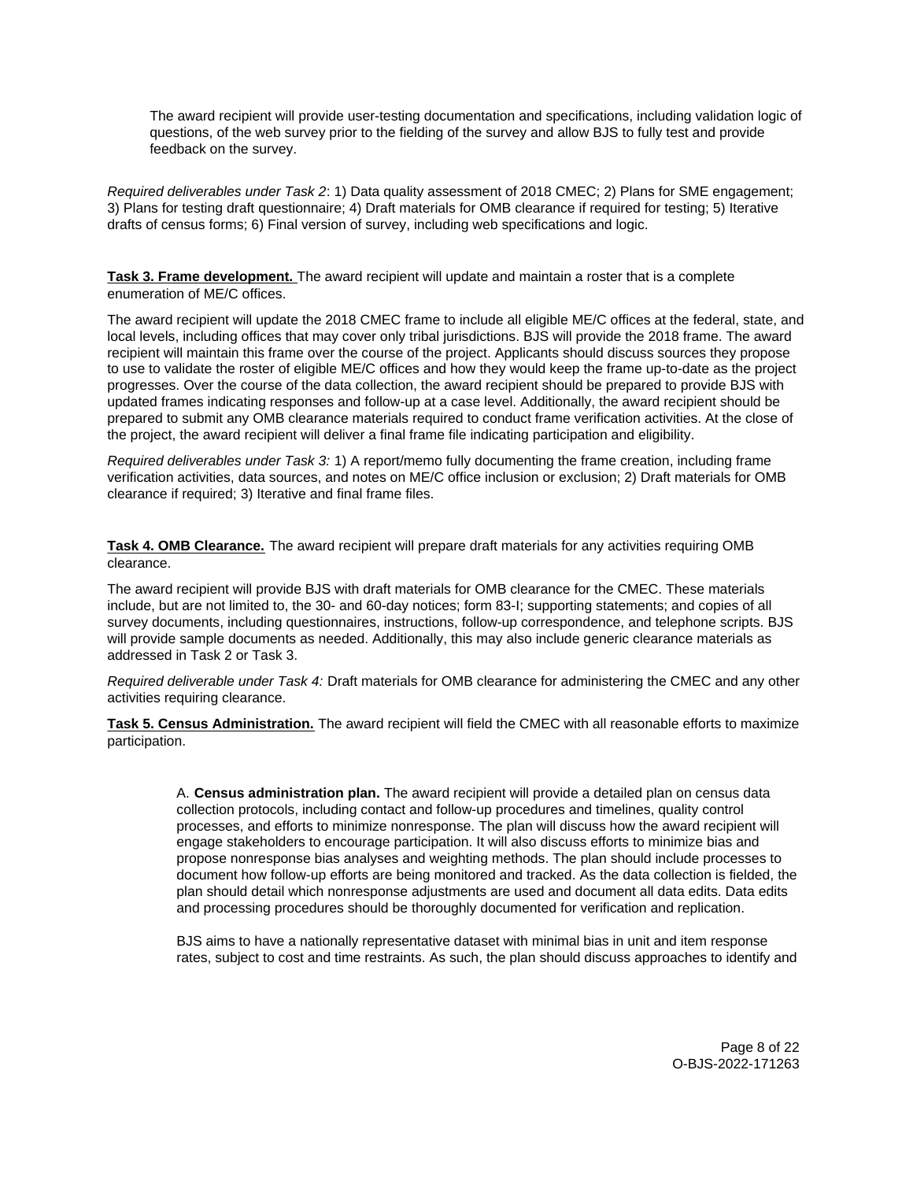The award recipient will provide user-testing documentation and specifications, including validation logic of questions, of the web survey prior to the fielding of the survey and allow BJS to fully test and provide feedback on the survey.

*Required deliverables under Task 2*: 1) Data quality assessment of 2018 CMEC; 2) Plans for SME engagement; 3) Plans for testing draft questionnaire; 4) Draft materials for OMB clearance if required for testing; 5) Iterative drafts of census forms; 6) Final version of survey, including web specifications and logic.

**Task 3. Frame development.** The award recipient will update and maintain a roster that is a complete enumeration of ME/C offices.

The award recipient will update the 2018 CMEC frame to include all eligible ME/C offices at the federal, state, and local levels, including offices that may cover only tribal jurisdictions. BJS will provide the 2018 frame. The award recipient will maintain this frame over the course of the project. Applicants should discuss sources they propose to use to validate the roster of eligible ME/C offices and how they would keep the frame up-to-date as the project progresses. Over the course of the data collection, the award recipient should be prepared to provide BJS with updated frames indicating responses and follow-up at a case level. Additionally, the award recipient should be prepared to submit any OMB clearance materials required to conduct frame verification activities. At the close of the project, the award recipient will deliver a final frame file indicating participation and eligibility.

*Required deliverables under Task 3:* 1) A report/memo fully documenting the frame creation, including frame verification activities, data sources, and notes on ME/C office inclusion or exclusion; 2) Draft materials for OMB clearance if required; 3) Iterative and final frame files.

**Task 4. OMB Clearance.** The award recipient will prepare draft materials for any activities requiring OMB clearance.

The award recipient will provide BJS with draft materials for OMB clearance for the CMEC. These materials include, but are not limited to, the 30- and 60-day notices; form 83-I; supporting statements; and copies of all survey documents, including questionnaires, instructions, follow-up correspondence, and telephone scripts. BJS will provide sample documents as needed. Additionally, this may also include generic clearance materials as addressed in Task 2 or Task 3.

*Required deliverable under Task 4:* Draft materials for OMB clearance for administering the CMEC and any other activities requiring clearance.

**Task 5. Census Administration.** The award recipient will field the CMEC with all reasonable efforts to maximize participation.

A. **Census administration plan.** The award recipient will provide a detailed plan on census data collection protocols, including contact and follow-up procedures and timelines, quality control processes, and efforts to minimize nonresponse. The plan will discuss how the award recipient will engage stakeholders to encourage participation. It will also discuss efforts to minimize bias and propose nonresponse bias analyses and weighting methods. The plan should include processes to document how follow-up efforts are being monitored and tracked. As the data collection is fielded, the plan should detail which nonresponse adjustments are used and document all data edits. Data edits and processing procedures should be thoroughly documented for verification and replication.

BJS aims to have a nationally representative dataset with minimal bias in unit and item response rates, subject to cost and time restraints. As such, the plan should discuss approaches to identify and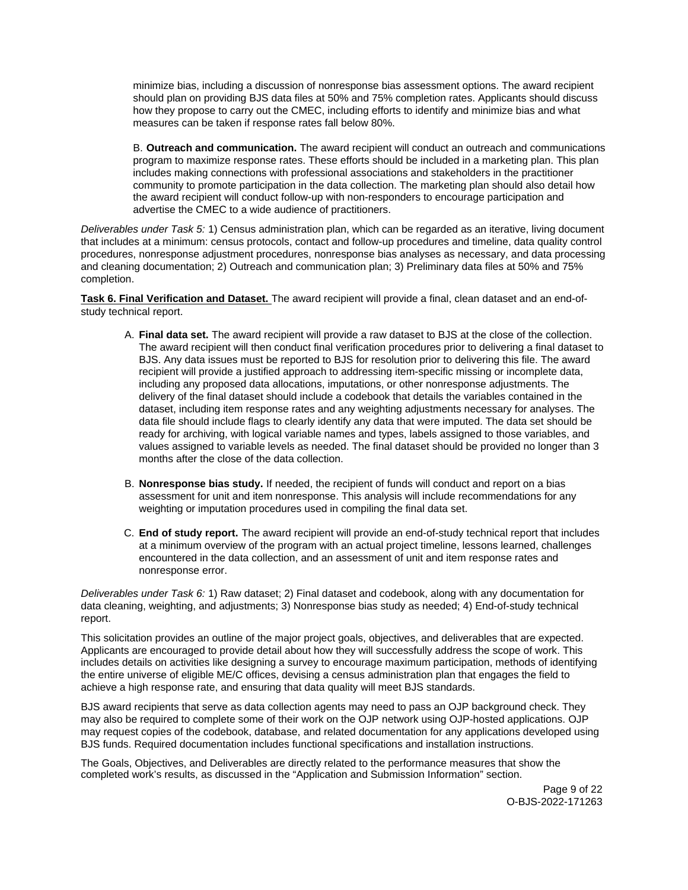minimize bias, including a discussion of nonresponse bias assessment options. The award recipient should plan on providing BJS data files at 50% and 75% completion rates. Applicants should discuss how they propose to carry out the CMEC, including efforts to identify and minimize bias and what measures can be taken if response rates fall below 80%.

B. **Outreach and communication.** The award recipient will conduct an outreach and communications program to maximize response rates. These efforts should be included in a marketing plan. This plan includes making connections with professional associations and stakeholders in the practitioner community to promote participation in the data collection. The marketing plan should also detail how the award recipient will conduct follow-up with non-responders to encourage participation and advertise the CMEC to a wide audience of practitioners.

*Deliverables under Task 5:* 1) Census administration plan, which can be regarded as an iterative, living document that includes at a minimum: census protocols, contact and follow-up procedures and timeline, data quality control procedures, nonresponse adjustment procedures, nonresponse bias analyses as necessary, and data processing and cleaning documentation; 2) Outreach and communication plan; 3) Preliminary data files at 50% and 75% completion.

**Task 6. Final Verification and Dataset.** The award recipient will provide a final, clean dataset and an end-of-study technical report.

A. **Final data set.** The award recipient will provide a raw dataset to BJS at the close of the collection. The award recipient will then conduct final verification procedures prior to delivering a final dataset to BJS. Any data issues must be reported to BJS for resolution prior to delivering this file. The award recipient will provide a justified approach to addressing item-specific missing or incomplete data, including any proposed data allocations, imputations, or other nonresponse adjustments. The delivery of the final dataset should include a codebook that details the variables contained in the dataset, including item response rates and any weighting adjustments necessary for analyses. The data file should include flags to clearly identify any data that were imputed. The data set should be ready for archiving, with logical variable names and types, labels assigned to those variables, and values assigned to variable levels as needed. The final dataset should be provided no longer than 3 months after the close of the data collection.

B. **Nonresponse bias study.** If needed, the recipient of funds will conduct and report on a bias assessment for unit and item nonresponse. This analysis will include recommendations for any weighting or imputation procedures used in compiling the final data set.

C. **End of study report.** The award recipient will provide an end-of-study technical report that includes at a minimum overview of the program with an actual project timeline, lessons learned, challenges encountered in the data collection, and an assessment of unit and item response rates and nonresponse error.

*Deliverables under Task 6:* 1) Raw dataset; 2) Final dataset and codebook, along with any documentation for data cleaning, weighting, and adjustments; 3) Nonresponse bias study as needed; 4) End-of-study technical report.

This solicitation provides an outline of the major project goals, objectives, and deliverables that are expected. Applicants are encouraged to provide detail about how they will successfully address the scope of work. This includes details on activities like designing a survey to encourage maximum participation, methods of identifying the entire universe of eligible ME/C offices, devising a census administration plan that engages the field to achieve a high response rate, and ensuring that data quality will meet BJS standards.

BJS award recipients that serve as data collection agents may need to pass an OJP background check. They may also be required to complete some of their work on the OJP network using OJP-hosted applications. OJP may request copies of the codebook, database, and related documentation for any applications developed using BJS funds. Required documentation includes functional specifications and installation instructions.

The Goals, Objectives, and Deliverables are directly related to the performance measures that show the completed work's results, as discussed in the "Application and Submission Information" section.

O-BJS-2022-171263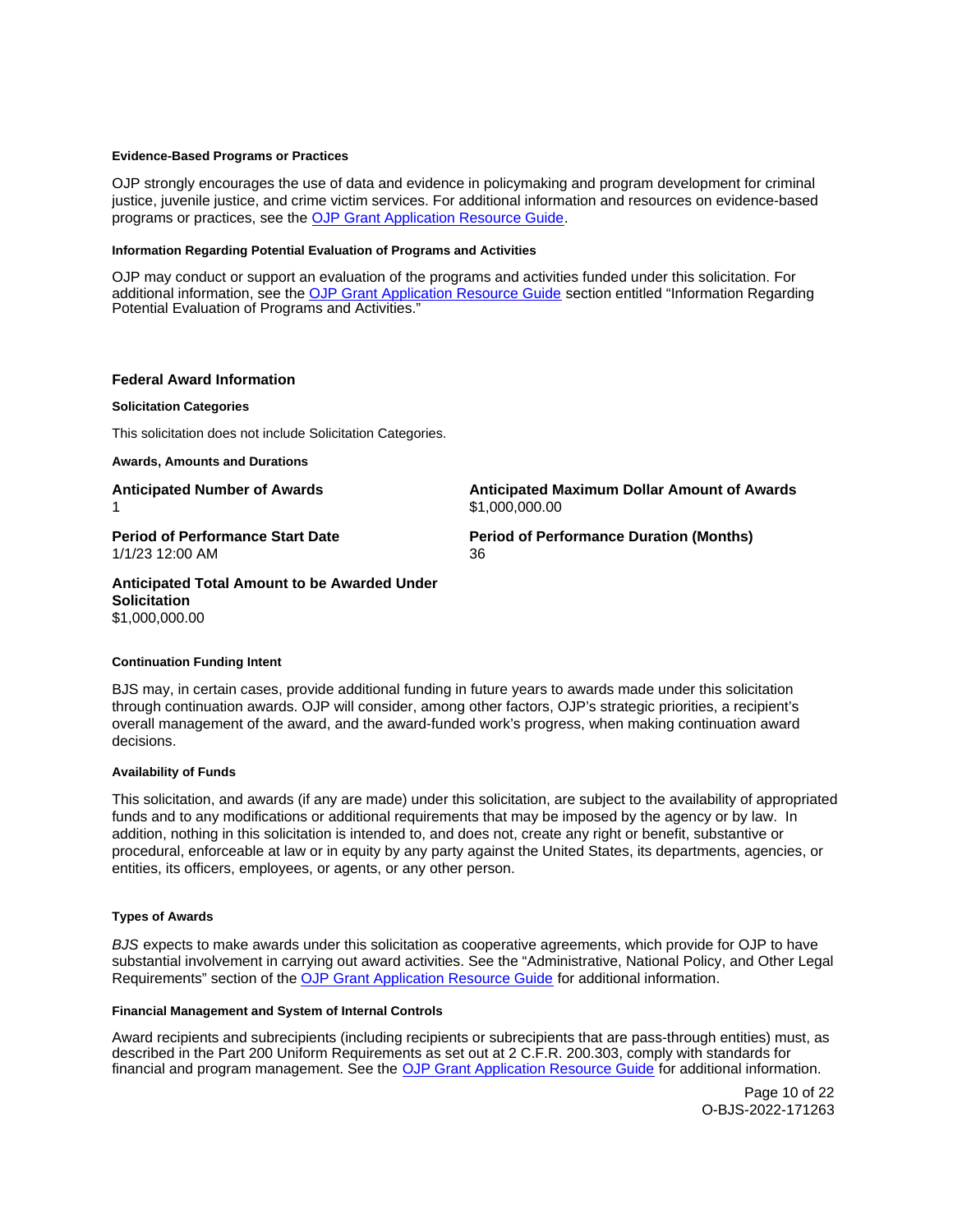#### Evidence-Based Programs or Practices

OJP strongly encourages the use of data and evidence in policymaking and program development for criminal justice, juvenile justice, and crime victim services. For additional information and resources on evidence-based programs or practices, see the [OJP Grant Application Resource Guide](https://www.ojp.gov/funding/apply/ojp-grant-application-resource-guide).

#### Information Regarding Potential Evaluation of Programs and Activities

OJP may conduct or support an evaluation of the programs and activities funded under this solicitation. For additional information, see the [OJP Grant Application Resource Guide](https://www.ojp.gov/funding/apply/ojp-grant-application-resource-guide) section entitled "Information Regarding Potential Evaluation of Programs and Activities."

### Federal Award Information

#### Solicitation Categories

This solicitation does not include Solicitation Categories.

#### Awards, Amounts and Durations

**Anticipated Number of Awards**
1

**Anticipated Maximum Dollar Amount of Awards**
$1,000,000.00

**Period of Performance Start Date**
1/1/23 12:00 AM

**Period of Performance Duration (Months)**
36

**Anticipated Total Amount to be Awarded Under Solicitation**
$1,000,000.00

#### Continuation Funding Intent

BJS may, in certain cases, provide additional funding in future years to awards made under this solicitation through continuation awards. OJP will consider, among other factors, OJP's strategic priorities, a recipient's overall management of the award, and the award-funded work's progress, when making continuation award decisions.

#### Availability of Funds

This solicitation, and awards (if any are made) under this solicitation, are subject to the availability of appropriated funds and to any modifications or additional requirements that may be imposed by the agency or by law. In addition, nothing in this solicitation is intended to, and does not, create any right or benefit, substantive or procedural, enforceable at law or in equity by any party against the United States, its departments, agencies, or entities, its officers, employees, or agents, or any other person.

#### Types of Awards

*BJS* expects to make awards under this solicitation as cooperative agreements, which provide for OJP to have substantial involvement in carrying out award activities. See the "Administrative, National Policy, and Other Legal Requirements" section of the [OJP Grant Application Resource Guide](https://www.ojp.gov/funding/apply/ojp-grant-application-resource-guide) for additional information.

#### Financial Management and System of Internal Controls

Award recipients and subrecipients (including recipients or subrecipients that are pass-through entities) must, as described in the Part 200 Uniform Requirements as set out at 2 C.F.R. 200.303, comply with standards for financial and program management. See the [OJP Grant Application Resource Guide](https://www.ojp.gov/funding/apply/ojp-grant-application-resource-guide) for additional information.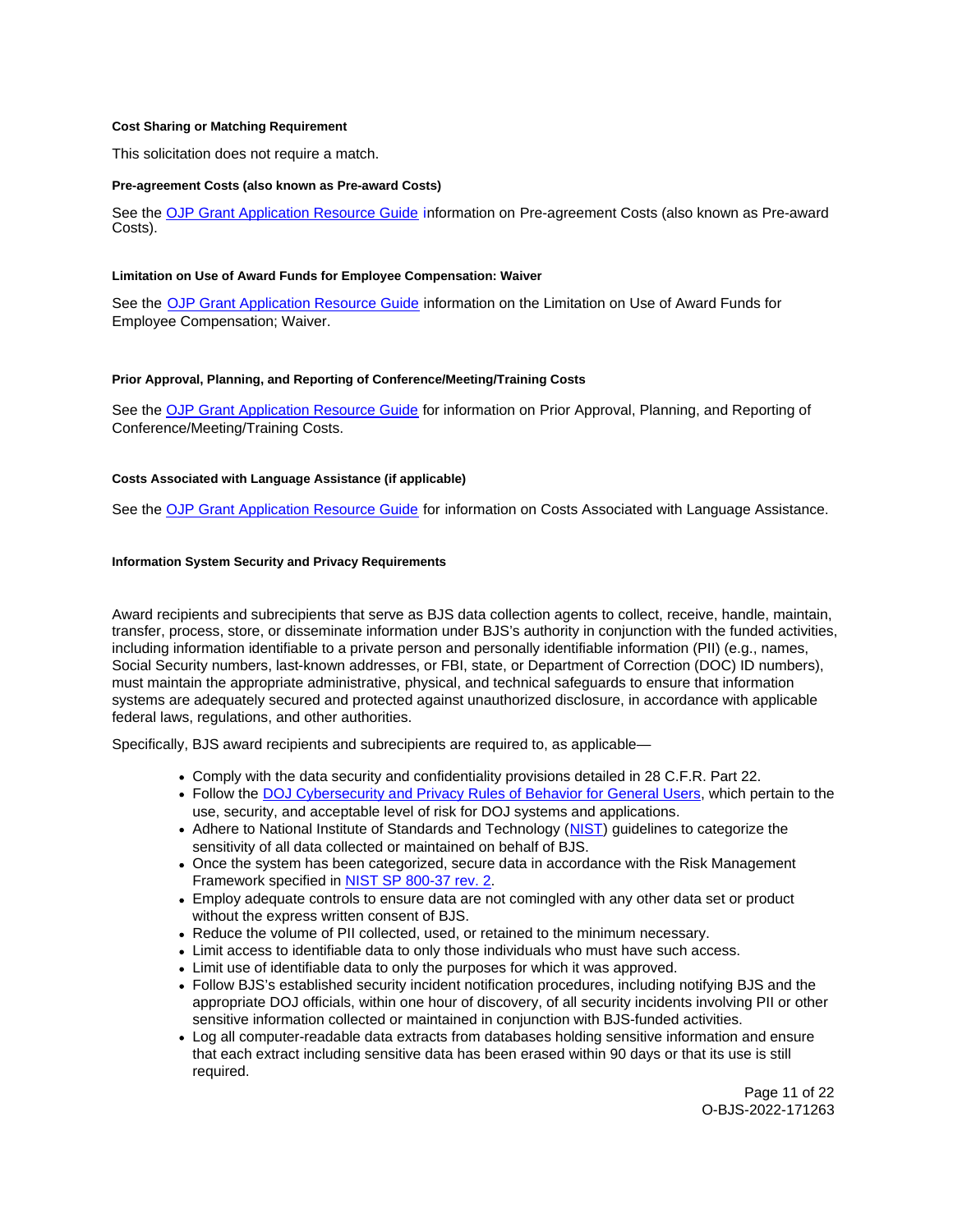#### Cost Sharing or Matching Requirement

This solicitation does not require a match.

#### Pre-agreement Costs (also known as Pre-award Costs)

See the OJP Grant Application Resource Guide information on Pre-agreement Costs (also known as Pre-award Costs).

#### Limitation on Use of Award Funds for Employee Compensation: Waiver

See the OJP Grant Application Resource Guide information on the Limitation on Use of Award Funds for Employee Compensation; Waiver.

#### Prior Approval, Planning, and Reporting of Conference/Meeting/Training Costs

See the OJP Grant Application Resource Guide for information on Prior Approval, Planning, and Reporting of Conference/Meeting/Training Costs.

#### Costs Associated with Language Assistance (if applicable)

See the OJP Grant Application Resource Guide for information on Costs Associated with Language Assistance.

#### Information System Security and Privacy Requirements

Award recipients and subrecipients that serve as BJS data collection agents to collect, receive, handle, maintain, transfer, process, store, or disseminate information under BJS's authority in conjunction with the funded activities, including information identifiable to a private person and personally identifiable information (PII) (e.g., names, Social Security numbers, last-known addresses, or FBI, state, or Department of Correction (DOC) ID numbers), must maintain the appropriate administrative, physical, and technical safeguards to ensure that information systems are adequately secured and protected against unauthorized disclosure, in accordance with applicable federal laws, regulations, and other authorities.

Specifically, BJS award recipients and subrecipients are required to, as applicable—

- Comply with the data security and confidentiality provisions detailed in 28 C.F.R. Part 22.
- Follow the DOJ Cybersecurity and Privacy Rules of Behavior for General Users, which pertain to the use, security, and acceptable level of risk for DOJ systems and applications.
- Adhere to National Institute of Standards and Technology (NIST) guidelines to categorize the sensitivity of all data collected or maintained on behalf of BJS.
- Once the system has been categorized, secure data in accordance with the Risk Management Framework specified in NIST SP 800-37 rev. 2.
- Employ adequate controls to ensure data are not comingled with any other data set or product without the express written consent of BJS.
- Reduce the volume of PII collected, used, or retained to the minimum necessary.
- Limit access to identifiable data to only those individuals who must have such access.
- Limit use of identifiable data to only the purposes for which it was approved.
- Follow BJS's established security incident notification procedures, including notifying BJS and the appropriate DOJ officials, within one hour of discovery, of all security incidents involving PII or other sensitive information collected or maintained in conjunction with BJS-funded activities.
- Log all computer-readable data extracts from databases holding sensitive information and ensure that each extract including sensitive data has been erased within 90 days or that its use is still required.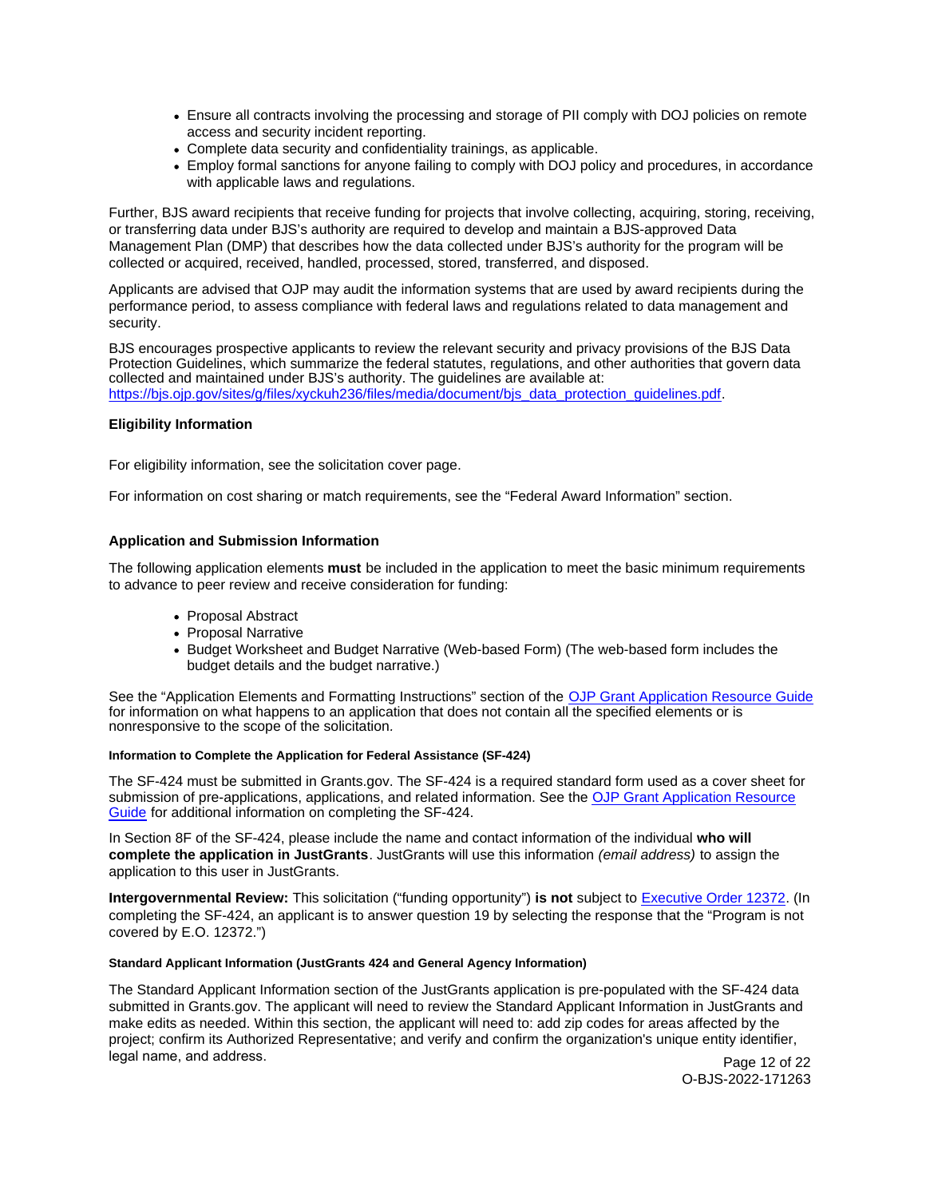- Ensure all contracts involving the processing and storage of PII comply with DOJ policies on remote access and security incident reporting.
- Complete data security and confidentiality trainings, as applicable.
- Employ formal sanctions for anyone failing to comply with DOJ policy and procedures, in accordance with applicable laws and regulations.

Further, BJS award recipients that receive funding for projects that involve collecting, acquiring, storing, receiving, or transferring data under BJS's authority are required to develop and maintain a BJS-approved Data Management Plan (DMP) that describes how the data collected under BJS's authority for the program will be collected or acquired, received, handled, processed, stored, transferred, and disposed.

Applicants are advised that OJP may audit the information systems that are used by award recipients during the performance period, to assess compliance with federal laws and regulations related to data management and security.

BJS encourages prospective applicants to review the relevant security and privacy provisions of the BJS Data Protection Guidelines, which summarize the federal statutes, regulations, and other authorities that govern data collected and maintained under BJS's authority. The guidelines are available at: [https://bjs.ojp.gov/sites/g/files/xyckuh236/files/media/document/bjs_data_protection_guidelines.pdf](https://bjs.ojp.gov/sites/g/files/xyckuh236/files/media/document/bjs_data_protection_guidelines.pdf).

### Eligibility Information

For eligibility information, see the solicitation cover page.

For information on cost sharing or match requirements, see the "Federal Award Information" section.

### Application and Submission Information

The following application elements **must** be included in the application to meet the basic minimum requirements to advance to peer review and receive consideration for funding:

- Proposal Abstract
- Proposal Narrative
- Budget Worksheet and Budget Narrative (Web-based Form) (The web-based form includes the budget details and the budget narrative.)

See the "Application Elements and Formatting Instructions" section of the [OJP Grant Application Resource Guide](https://www.ojp.gov/funding/apply/ojp-grant-application-resource-guide) for information on what happens to an application that does not contain all the specified elements or is nonresponsive to the scope of the solicitation.

#### Information to Complete the Application for Federal Assistance (SF-424)

The SF-424 must be submitted in Grants.gov. The SF-424 is a required standard form used as a cover sheet for submission of pre-applications, applications, and related information. See the [OJP Grant Application Resource Guide](https://www.ojp.gov/funding/apply/ojp-grant-application-resource-guide) for additional information on completing the SF-424.

In Section 8F of the SF-424, please include the name and contact information of the individual **who will complete the application in JustGrants**. JustGrants will use this information *(email address)* to assign the application to this user in JustGrants.

**Intergovernmental Review:** This solicitation ("funding opportunity") **is not** subject to [Executive Order 12372](https://www.archives.gov/federal-register/codification/executive-order/12372.html). (In completing the SF-424, an applicant is to answer question 19 by selecting the response that the "Program is not covered by E.O. 12372.")

#### Standard Applicant Information (JustGrants 424 and General Agency Information)

The Standard Applicant Information section of the JustGrants application is pre-populated with the SF-424 data submitted in Grants.gov. The applicant will need to review the Standard Applicant Information in JustGrants and make edits as needed. Within this section, the applicant will need to: add zip codes for areas affected by the project; confirm its Authorized Representative; and verify and confirm the organization's unique entity identifier, legal name, and address.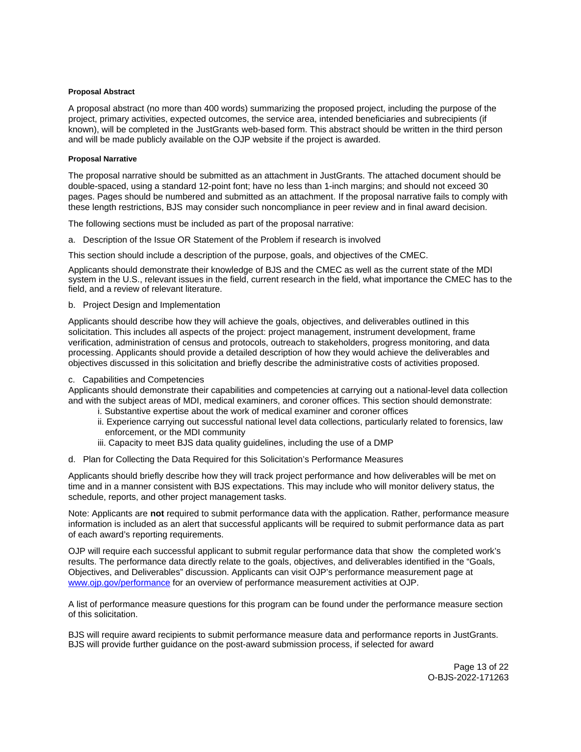#### Proposal Abstract

A proposal abstract (no more than 400 words) summarizing the proposed project, including the purpose of the project, primary activities, expected outcomes, the service area, intended beneficiaries and subrecipients (if known), will be completed in the JustGrants web-based form. This abstract should be written in the third person and will be made publicly available on the OJP website if the project is awarded.

#### Proposal Narrative

The proposal narrative should be submitted as an attachment in JustGrants. The attached document should be double-spaced, using a standard 12-point font; have no less than 1-inch margins; and should not exceed 30 pages. Pages should be numbered and submitted as an attachment. If the proposal narrative fails to comply with these length restrictions, BJS may consider such noncompliance in peer review and in final award decision.

The following sections must be included as part of the proposal narrative:

a. Description of the Issue OR Statement of the Problem if research is involved

This section should include a description of the purpose, goals, and objectives of the CMEC.

Applicants should demonstrate their knowledge of BJS and the CMEC as well as the current state of the MDI system in the U.S., relevant issues in the field, current research in the field, what importance the CMEC has to the field, and a review of relevant literature.

b. Project Design and Implementation

Applicants should describe how they will achieve the goals, objectives, and deliverables outlined in this solicitation. This includes all aspects of the project: project management, instrument development, frame verification, administration of census and protocols, outreach to stakeholders, progress monitoring, and data processing. Applicants should provide a detailed description of how they would achieve the deliverables and objectives discussed in this solicitation and briefly describe the administrative costs of activities proposed.

c. Capabilities and Competencies

Applicants should demonstrate their capabilities and competencies at carrying out a national-level data collection and with the subject areas of MDI, medical examiners, and coroner offices. This section should demonstrate:

  i. Substantive expertise about the work of medical examiner and coroner offices
  ii. Experience carrying out successful national level data collections, particularly related to forensics, law enforcement, or the MDI community
  iii. Capacity to meet BJS data quality guidelines, including the use of a DMP

d. Plan for Collecting the Data Required for this Solicitation's Performance Measures

Applicants should briefly describe how they will track project performance and how deliverables will be met on time and in a manner consistent with BJS expectations. This may include who will monitor delivery status, the schedule, reports, and other project management tasks.

Note: Applicants are **not** required to submit performance data with the application. Rather, performance measure information is included as an alert that successful applicants will be required to submit performance data as part of each award's reporting requirements.

OJP will require each successful applicant to submit regular performance data that show the completed work's results. The performance data directly relate to the goals, objectives, and deliverables identified in the "Goals, Objectives, and Deliverables" discussion. Applicants can visit OJP's performance measurement page at [www.ojp.gov/performance](www.ojp.gov/performance) for an overview of performance measurement activities at OJP.

A list of performance measure questions for this program can be found under the performance measure section of this solicitation.

BJS will require award recipients to submit performance measure data and performance reports in JustGrants. BJS will provide further guidance on the post-award submission process, if selected for award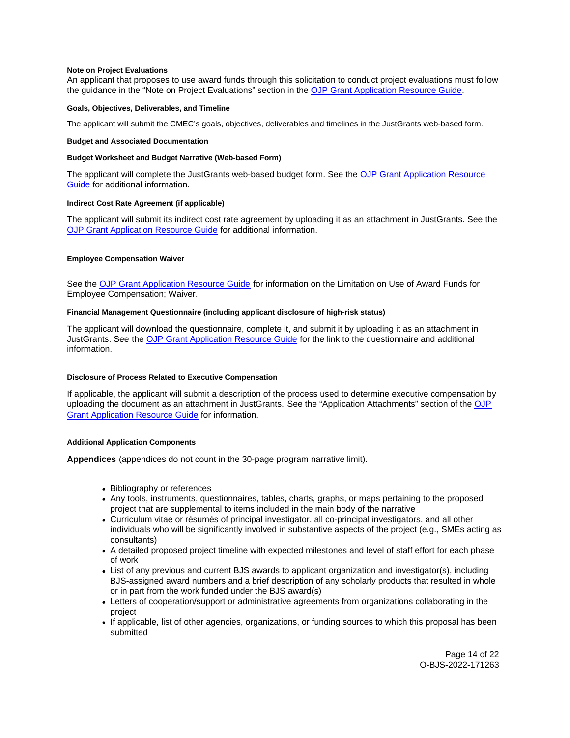#### Note on Project Evaluations

An applicant that proposes to use award funds through this solicitation to conduct project evaluations must follow the guidance in the "Note on Project Evaluations" section in the [OJP Grant Application Resource Guide](https://www.ojp.gov/funding/apply/ojp-grant-application-resource-guide).

#### Goals, Objectives, Deliverables, and Timeline

The applicant will submit the CMEC's goals, objectives, deliverables and timelines in the JustGrants web-based form.

#### Budget and Associated Documentation

#### Budget Worksheet and Budget Narrative (Web-based Form)

The applicant will complete the JustGrants web-based budget form. See the [OJP Grant Application Resource Guide](https://www.ojp.gov/funding/apply/ojp-grant-application-resource-guide) for additional information.

#### Indirect Cost Rate Agreement (if applicable)

The applicant will submit its indirect cost rate agreement by uploading it as an attachment in JustGrants. See the [OJP Grant Application Resource Guide](https://www.ojp.gov/funding/apply/ojp-grant-application-resource-guide) for additional information.

#### Employee Compensation Waiver

See the [OJP Grant Application Resource Guide](https://www.ojp.gov/funding/apply/ojp-grant-application-resource-guide) for information on the Limitation on Use of Award Funds for Employee Compensation; Waiver.

#### Financial Management Questionnaire (including applicant disclosure of high-risk status)

The applicant will download the questionnaire, complete it, and submit it by uploading it as an attachment in JustGrants. See the [OJP Grant Application Resource Guide](https://www.ojp.gov/funding/apply/ojp-grant-application-resource-guide) for the link to the questionnaire and additional information.

#### Disclosure of Process Related to Executive Compensation

If applicable, the applicant will submit a description of the process used to determine executive compensation by uploading the document as an attachment in JustGrants. See the "Application Attachments" section of the [OJP Grant Application Resource Guide](https://www.ojp.gov/funding/apply/ojp-grant-application-resource-guide) for information.

#### Additional Application Components

**Appendices** (appendices do not count in the 30-page program narrative limit).

- Bibliography or references
- Any tools, instruments, questionnaires, tables, charts, graphs, or maps pertaining to the proposed project that are supplemental to items included in the main body of the narrative
- Curriculum vitae or résumés of principal investigator, all co-principal investigators, and all other individuals who will be significantly involved in substantive aspects of the project (e.g., SMEs acting as consultants)
- A detailed proposed project timeline with expected milestones and level of staff effort for each phase of work
- List of any previous and current BJS awards to applicant organization and investigator(s), including BJS-assigned award numbers and a brief description of any scholarly products that resulted in whole or in part from the work funded under the BJS award(s)
- Letters of cooperation/support or administrative agreements from organizations collaborating in the project
- If applicable, list of other agencies, organizations, or funding sources to which this proposal has been submitted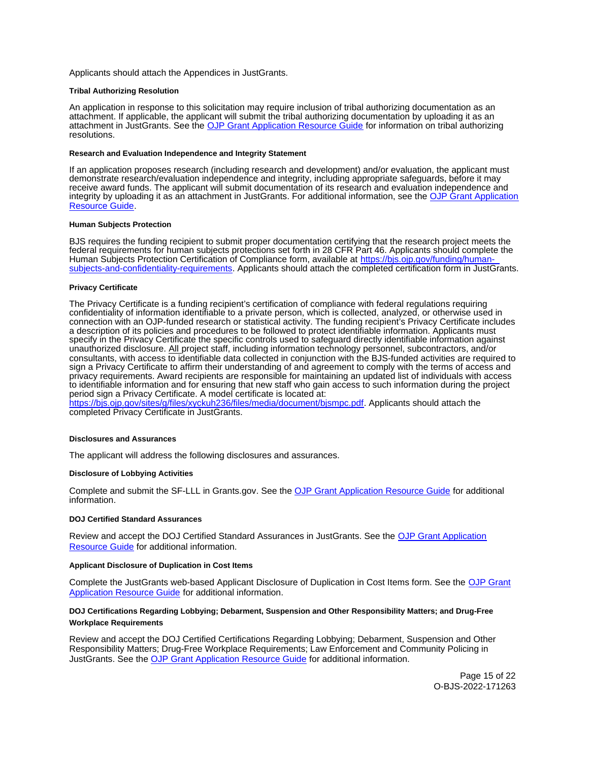Applicants should attach the Appendices in JustGrants.

**Tribal Authorizing Resolution**

An application in response to this solicitation may require inclusion of tribal authorizing documentation as an attachment. If applicable, the applicant will submit the tribal authorizing documentation by uploading it as an attachment in JustGrants. See the [OJP Grant Application Resource Guide](https://www.ojp.gov/funding/apply/ojp-grant-application-resource-guide) for information on tribal authorizing resolutions.

**Research and Evaluation Independence and Integrity Statement**

If an application proposes research (including research and development) and/or evaluation, the applicant must demonstrate research/evaluation independence and integrity, including appropriate safeguards, before it may receive award funds. The applicant will submit documentation of its research and evaluation independence and integrity by uploading it as an attachment in JustGrants. For additional information, see the [OJP Grant Application Resource Guide](https://www.ojp.gov/funding/apply/ojp-grant-application-resource-guide).

**Human Subjects Protection**

BJS requires the funding recipient to submit proper documentation certifying that the research project meets the federal requirements for human subjects protections set forth in 28 CFR Part 46. Applicants should complete the Human Subjects Protection Certification of Compliance form, available at [https://bjs.ojp.gov/funding/human-subjects-and-confidentiality-requirements](https://bjs.ojp.gov/funding/human-subjects-and-confidentiality-requirements). Applicants should attach the completed certification form in JustGrants.

**Privacy Certificate**

The Privacy Certificate is a funding recipient's certification of compliance with federal regulations requiring confidentiality of information identifiable to a private person, which is collected, analyzed, or otherwise used in connection with an OJP-funded research or statistical activity. The funding recipient's Privacy Certificate includes a description of its policies and procedures to be followed to protect identifiable information. Applicants must specify in the Privacy Certificate the specific controls used to safeguard directly identifiable information against unauthorized disclosure. All project staff, including information technology personnel, subcontractors, and/or consultants, with access to identifiable data collected in conjunction with the BJS-funded activities are required to sign a Privacy Certificate to affirm their understanding of and agreement to comply with the terms of access and privacy requirements. Award recipients are responsible for maintaining an updated list of individuals with access to identifiable information and for ensuring that new staff who gain access to such information during the project period sign a Privacy Certificate. A model certificate is located at: [https://bjs.ojp.gov/sites/g/files/xyckuh236/files/media/document/bjsmpc.pdf](https://bjs.ojp.gov/sites/g/files/xyckuh236/files/media/document/bjsmpc.pdf). Applicants should attach the completed Privacy Certificate in JustGrants.

**Disclosures and Assurances**

The applicant will address the following disclosures and assurances.

**Disclosure of Lobbying Activities**

Complete and submit the SF-LLL in Grants.gov. See the [OJP Grant Application Resource Guide](https://www.ojp.gov/funding/apply/ojp-grant-application-resource-guide) for additional information.

**DOJ Certified Standard Assurances**

Review and accept the DOJ Certified Standard Assurances in JustGrants. See the [OJP Grant Application Resource Guide](https://www.ojp.gov/funding/apply/ojp-grant-application-resource-guide) for additional information.

**Applicant Disclosure of Duplication in Cost Items**

Complete the JustGrants web-based Applicant Disclosure of Duplication in Cost Items form. See the [OJP Grant Application Resource Guide](https://www.ojp.gov/funding/apply/ojp-grant-application-resource-guide) for additional information.

**DOJ Certifications Regarding Lobbying; Debarment, Suspension and Other Responsibility Matters; and Drug-Free Workplace Requirements**

Review and accept the DOJ Certified Certifications Regarding Lobbying; Debarment, Suspension and Other Responsibility Matters; Drug-Free Workplace Requirements; Law Enforcement and Community Policing in JustGrants. See the [OJP Grant Application Resource Guide](https://www.ojp.gov/funding/apply/ojp-grant-application-resource-guide) for additional information.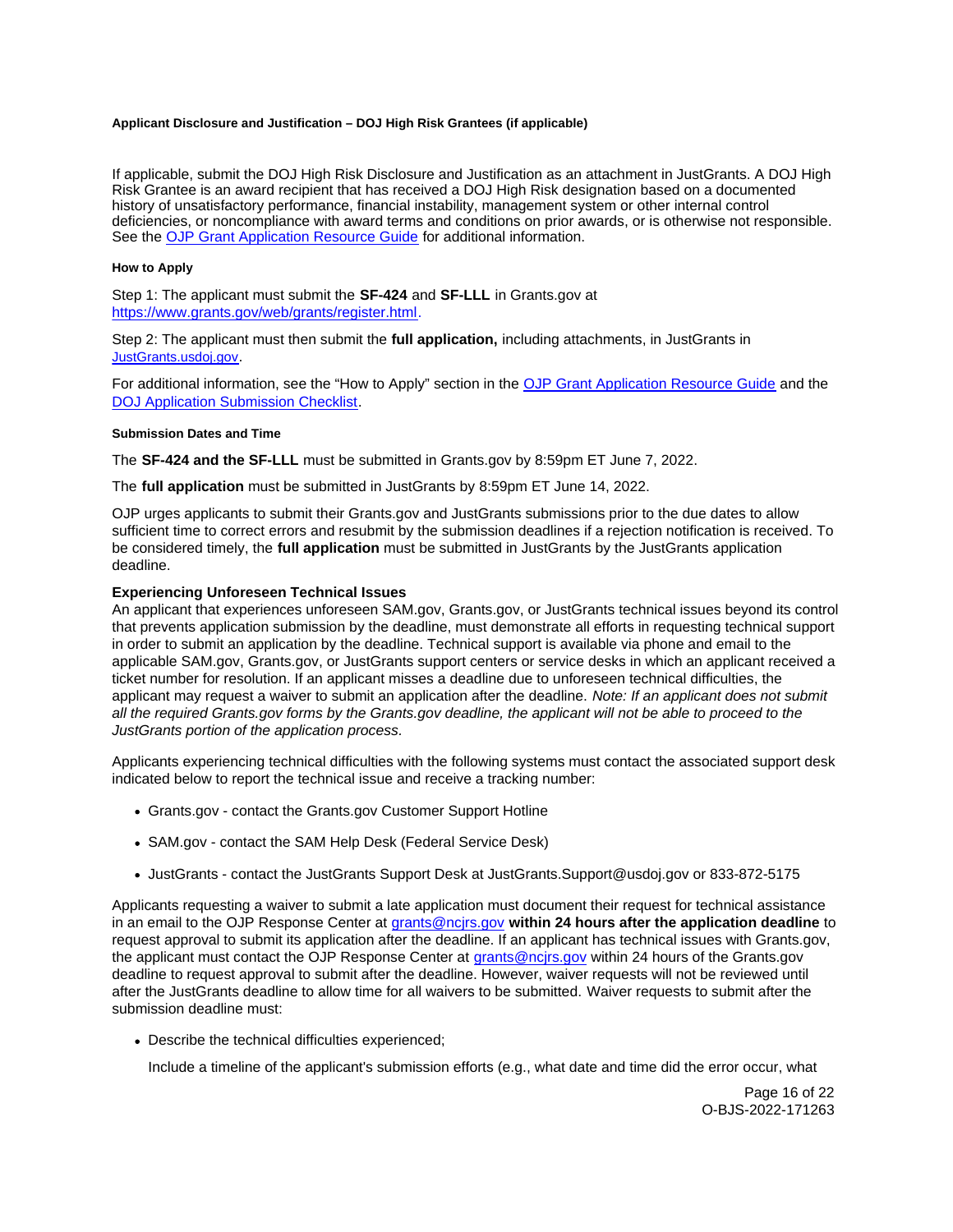#### Applicant Disclosure and Justification – DOJ High Risk Grantees (if applicable)

If applicable, submit the DOJ High Risk Disclosure and Justification as an attachment in JustGrants. A DOJ High Risk Grantee is an award recipient that has received a DOJ High Risk designation based on a documented history of unsatisfactory performance, financial instability, management system or other internal control deficiencies, or noncompliance with award terms and conditions on prior awards, or is otherwise not responsible. See the OJP Grant Application Resource Guide for additional information.

#### How to Apply

Step 1: The applicant must submit the **SF-424** and **SF-LLL** in Grants.gov at https://www.grants.gov/web/grants/register.html.

Step 2: The applicant must then submit the **full application,** including attachments, in JustGrants in JustGrants.usdoj.gov.

For additional information, see the "How to Apply" section in the OJP Grant Application Resource Guide and the DOJ Application Submission Checklist.

#### Submission Dates and Time

The **SF-424 and the SF-LLL** must be submitted in Grants.gov by 8:59pm ET June 7, 2022.

The **full application** must be submitted in JustGrants by 8:59pm ET June 14, 2022.

OJP urges applicants to submit their Grants.gov and JustGrants submissions prior to the due dates to allow sufficient time to correct errors and resubmit by the submission deadlines if a rejection notification is received. To be considered timely, the **full application** must be submitted in JustGrants by the JustGrants application deadline.

**Experiencing Unforeseen Technical Issues**

An applicant that experiences unforeseen SAM.gov, Grants.gov, or JustGrants technical issues beyond its control that prevents application submission by the deadline, must demonstrate all efforts in requesting technical support in order to submit an application by the deadline. Technical support is available via phone and email to the applicable SAM.gov, Grants.gov, or JustGrants support centers or service desks in which an applicant received a ticket number for resolution. If an applicant misses a deadline due to unforeseen technical difficulties, the applicant may request a waiver to submit an application after the deadline. *Note: If an applicant does not submit all the required Grants.gov forms by the Grants.gov deadline, the applicant will not be able to proceed to the JustGrants portion of the application process.*

Applicants experiencing technical difficulties with the following systems must contact the associated support desk indicated below to report the technical issue and receive a tracking number:

- Grants.gov - contact the Grants.gov Customer Support Hotline
- SAM.gov - contact the SAM Help Desk (Federal Service Desk)
- JustGrants - contact the JustGrants Support Desk at JustGrants.Support@usdoj.gov or 833-872-5175

Applicants requesting a waiver to submit a late application must document their request for technical assistance in an email to the OJP Response Center at grants@ncjrs.gov **within 24 hours after the application deadline** to request approval to submit its application after the deadline. If an applicant has technical issues with Grants.gov, the applicant must contact the OJP Response Center at grants@ncjrs.gov within 24 hours of the Grants.gov deadline to request approval to submit after the deadline. However, waiver requests will not be reviewed until after the JustGrants deadline to allow time for all waivers to be submitted. Waiver requests to submit after the submission deadline must:

- Describe the technical difficulties experienced;

  Include a timeline of the applicant's submission efforts (e.g., what date and time did the error occur, what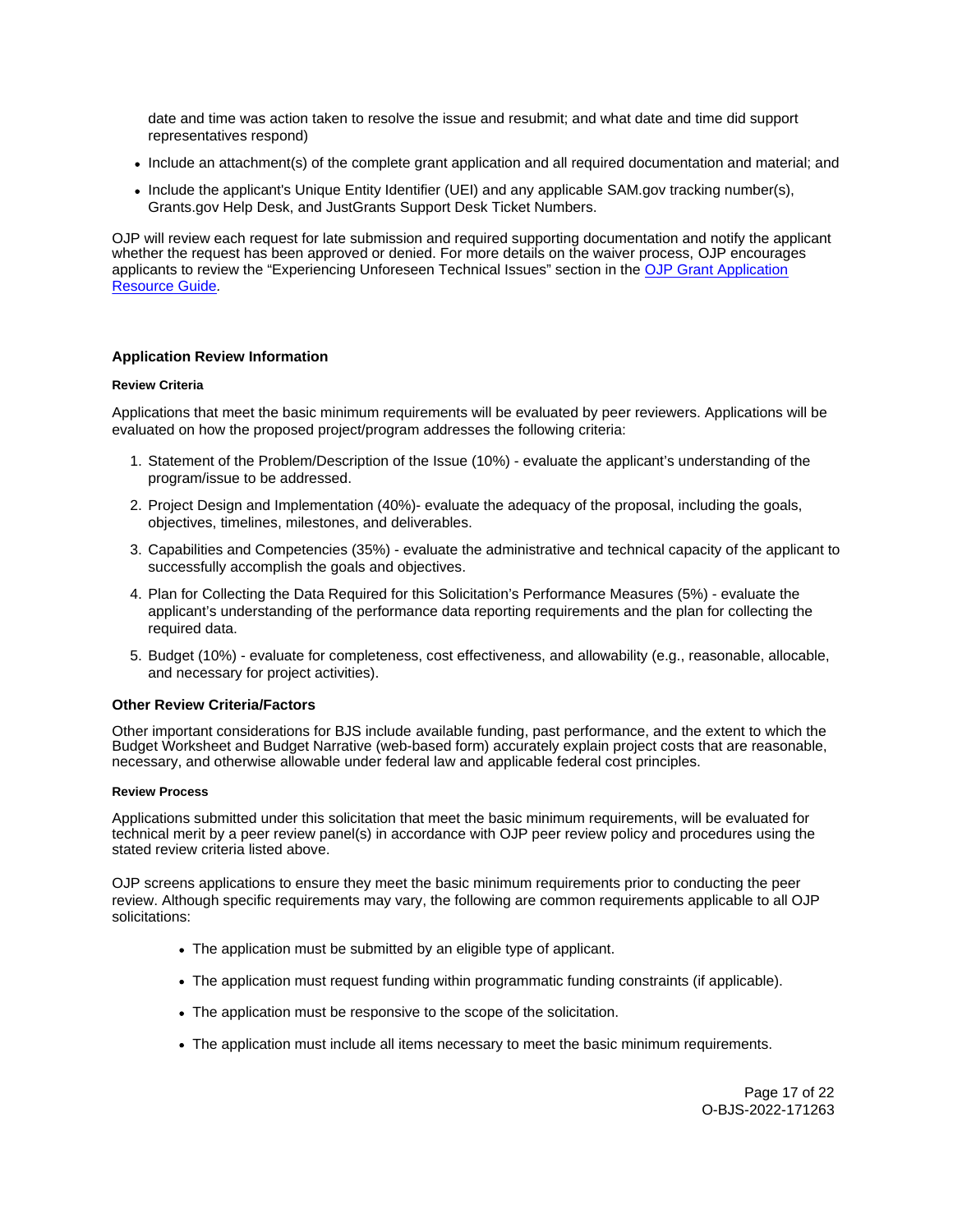date and time was action taken to resolve the issue and resubmit; and what date and time did support representatives respond)

- Include an attachment(s) of the complete grant application and all required documentation and material; and
- Include the applicant's Unique Entity Identifier (UEI) and any applicable SAM.gov tracking number(s), Grants.gov Help Desk, and JustGrants Support Desk Ticket Numbers.

OJP will review each request for late submission and required supporting documentation and notify the applicant whether the request has been approved or denied. For more details on the waiver process, OJP encourages applicants to review the "Experiencing Unforeseen Technical Issues" section in the [OJP Grant Application Resource Guide](https://www.ojp.gov/funding/apply/ojp-grant-application-resource-guide).

### Application Review Information

#### Review Criteria

Applications that meet the basic minimum requirements will be evaluated by peer reviewers. Applications will be evaluated on how the proposed project/program addresses the following criteria:

1. Statement of the Problem/Description of the Issue (10%) - evaluate the applicant's understanding of the program/issue to be addressed.
2. Project Design and Implementation (40%)- evaluate the adequacy of the proposal, including the goals, objectives, timelines, milestones, and deliverables.
3. Capabilities and Competencies (35%) - evaluate the administrative and technical capacity of the applicant to successfully accomplish the goals and objectives.
4. Plan for Collecting the Data Required for this Solicitation's Performance Measures (5%) - evaluate the applicant's understanding of the performance data reporting requirements and the plan for collecting the required data.
5. Budget (10%) - evaluate for completeness, cost effectiveness, and allowability (e.g., reasonable, allocable, and necessary for project activities).

### Other Review Criteria/Factors

Other important considerations for BJS include available funding, past performance, and the extent to which the Budget Worksheet and Budget Narrative (web-based form) accurately explain project costs that are reasonable, necessary, and otherwise allowable under federal law and applicable federal cost principles.

#### Review Process

Applications submitted under this solicitation that meet the basic minimum requirements, will be evaluated for technical merit by a peer review panel(s) in accordance with OJP peer review policy and procedures using the stated review criteria listed above.

OJP screens applications to ensure they meet the basic minimum requirements prior to conducting the peer review. Although specific requirements may vary, the following are common requirements applicable to all OJP solicitations:

- The application must be submitted by an eligible type of applicant.
- The application must request funding within programmatic funding constraints (if applicable).
- The application must be responsive to the scope of the solicitation.
- The application must include all items necessary to meet the basic minimum requirements.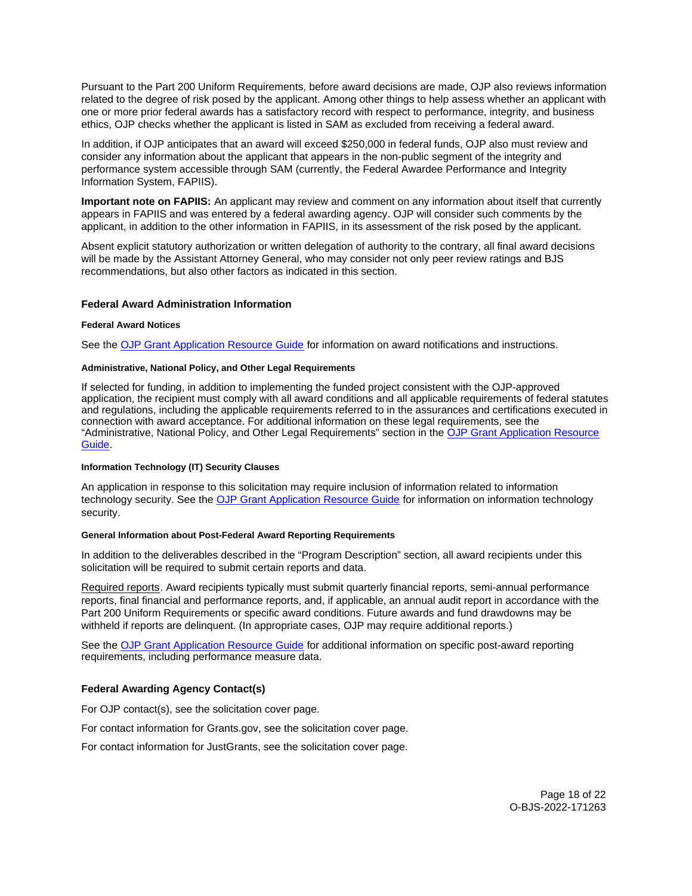Pursuant to the Part 200 Uniform Requirements, before award decisions are made, OJP also reviews information related to the degree of risk posed by the applicant. Among other things to help assess whether an applicant with one or more prior federal awards has a satisfactory record with respect to performance, integrity, and business ethics, OJP checks whether the applicant is listed in SAM as excluded from receiving a federal award.

In addition, if OJP anticipates that an award will exceed $250,000 in federal funds, OJP also must review and consider any information about the applicant that appears in the non-public segment of the integrity and performance system accessible through SAM (currently, the Federal Awardee Performance and Integrity Information System, FAPIIS).

**Important note on FAPIIS:** An applicant may review and comment on any information about itself that currently appears in FAPIIS and was entered by a federal awarding agency. OJP will consider such comments by the applicant, in addition to the other information in FAPIIS, in its assessment of the risk posed by the applicant.

Absent explicit statutory authorization or written delegation of authority to the contrary, all final award decisions will be made by the Assistant Attorney General, who may consider not only peer review ratings and BJS recommendations, but also other factors as indicated in this section.

## Federal Award Administration Information

#### Federal Award Notices

See the OJP Grant Application Resource Guide for information on award notifications and instructions.

#### Administrative, National Policy, and Other Legal Requirements

If selected for funding, in addition to implementing the funded project consistent with the OJP-approved application, the recipient must comply with all award conditions and all applicable requirements of federal statutes and regulations, including the applicable requirements referred to in the assurances and certifications executed in connection with award acceptance. For additional information on these legal requirements, see the "Administrative, National Policy, and Other Legal Requirements" section in the OJP Grant Application Resource Guide.

#### Information Technology (IT) Security Clauses

An application in response to this solicitation may require inclusion of information related to information technology security. See the OJP Grant Application Resource Guide for information on information technology security.

#### General Information about Post-Federal Award Reporting Requirements

In addition to the deliverables described in the "Program Description" section, all award recipients under this solicitation will be required to submit certain reports and data.

Required reports. Award recipients typically must submit quarterly financial reports, semi-annual performance reports, final financial and performance reports, and, if applicable, an annual audit report in accordance with the Part 200 Uniform Requirements or specific award conditions. Future awards and fund drawdowns may be withheld if reports are delinquent. (In appropriate cases, OJP may require additional reports.)

See the OJP Grant Application Resource Guide for additional information on specific post-award reporting requirements, including performance measure data.

## Federal Awarding Agency Contact(s)

For OJP contact(s), see the solicitation cover page.

For contact information for Grants.gov, see the solicitation cover page.

For contact information for JustGrants, see the solicitation cover page.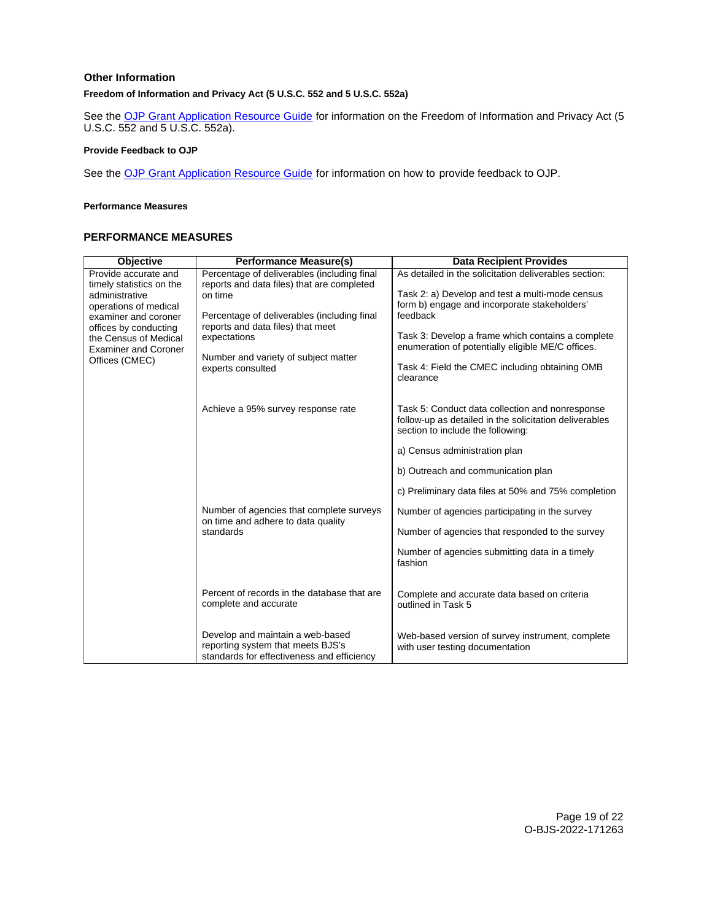## Other Information

### Freedom of Information and Privacy Act (5 U.S.C. 552 and 5 U.S.C. 552a)

See the OJP Grant Application Resource Guide for information on the Freedom of Information and Privacy Act (5 U.S.C. 552 and 5 U.S.C. 552a).

### Provide Feedback to OJP

See the OJP Grant Application Resource Guide for information on how to provide feedback to OJP.

### Performance Measures

## PERFORMANCE MEASURES

| Objective | Performance Measure(s) | Data Recipient Provides |
|---|---|---|
| Provide accurate and timely statistics on the administrative operations of medical examiner and coroner offices by conducting the Census of Medical Examiner and Coroner Offices (CMEC) | Percentage of deliverables (including final reports and data files) that are completed on time<br><br>Percentage of deliverables (including final reports and data files) that meet expectations<br><br>Number and variety of subject matter experts consulted | As detailed in the solicitation deliverables section:<br><br>Task 2: a) Develop and test a multi-mode census form b) engage and incorporate stakeholders' feedback<br><br>Task 3: Develop a frame which contains a complete enumeration of potentially eligible ME/C offices.<br><br>Task 4: Field the CMEC including obtaining OMB clearance |
| | Achieve a 95% survey response rate | Task 5: Conduct data collection and nonresponse follow-up as detailed in the solicitation deliverables section to include the following:<br><br>a) Census administration plan<br><br>b) Outreach and communication plan<br><br>c) Preliminary data files at 50% and 75% completion |
| | Number of agencies that complete surveys on time and adhere to data quality standards | Number of agencies participating in the survey<br><br>Number of agencies that responded to the survey<br><br>Number of agencies submitting data in a timely fashion |
| | Percent of records in the database that are complete and accurate | Complete and accurate data based on criteria outlined in Task 5 |
| | Develop and maintain a web-based reporting system that meets BJS's standards for effectiveness and efficiency | Web-based version of survey instrument, complete with user testing documentation |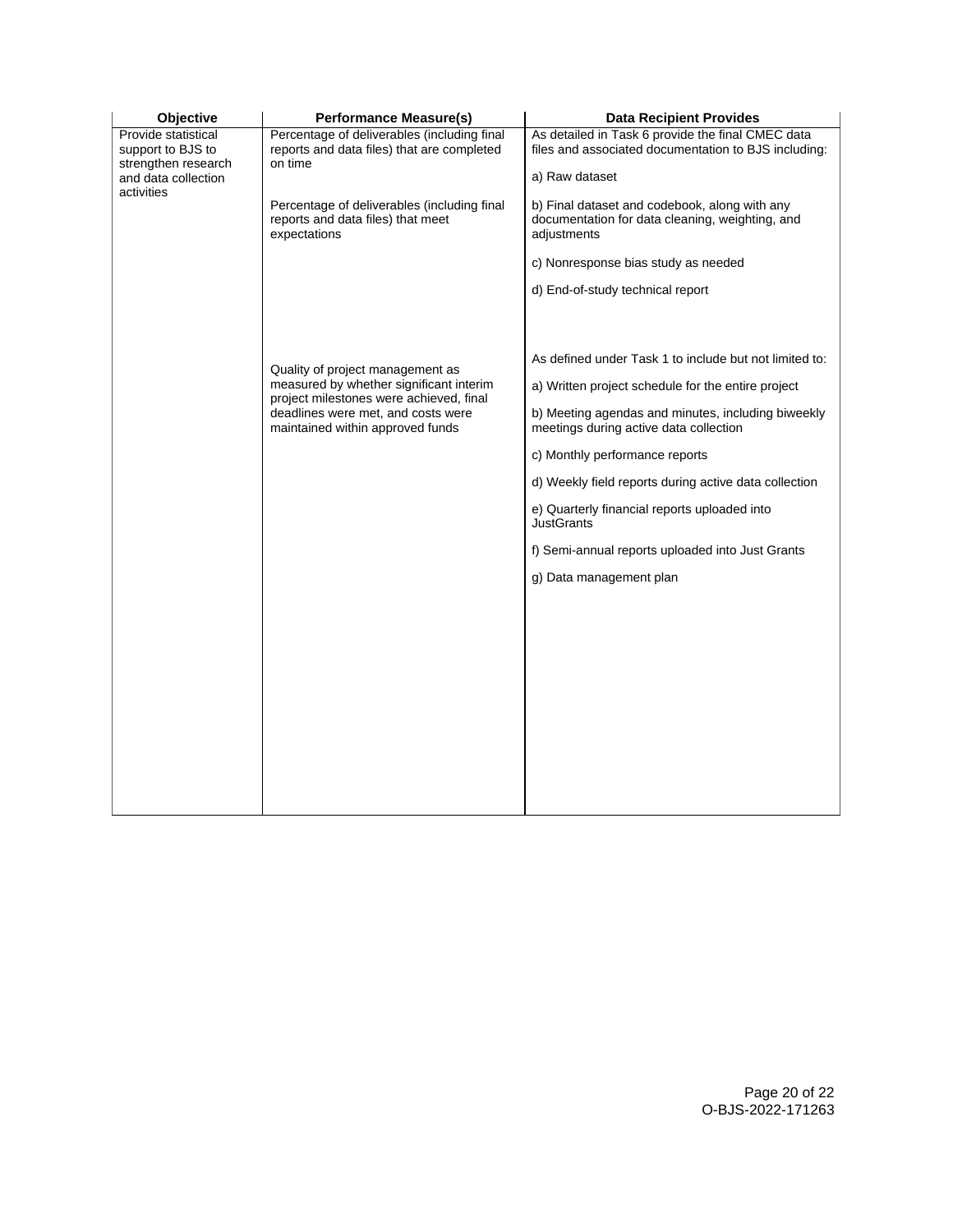| Objective | Performance Measure(s) | Data Recipient Provides |
|---|---|---|
| Provide statistical support to BJS to strengthen research and data collection activities | Percentage of deliverables (including final reports and data files) that are completed on time<br><br>Percentage of deliverables (including final reports and data files) that meet expectations | As detailed in Task 6 provide the final CMEC data files and associated documentation to BJS including:<br><br>a) Raw dataset<br><br>b) Final dataset and codebook, along with any documentation for data cleaning, weighting, and adjustments<br><br>c) Nonresponse bias study as needed<br><br>d) End-of-study technical report |
| | Quality of project management as measured by whether significant interim project milestones were achieved, final deadlines were met, and costs were maintained within approved funds | As defined under Task 1 to include but not limited to:<br><br>a) Written project schedule for the entire project<br><br>b) Meeting agendas and minutes, including biweekly meetings during active data collection<br><br>c) Monthly performance reports<br><br>d) Weekly field reports during active data collection<br><br>e) Quarterly financial reports uploaded into JustGrants<br><br>f) Semi-annual reports uploaded into Just Grants<br><br>g) Data management plan |

O-BJS-2022-171263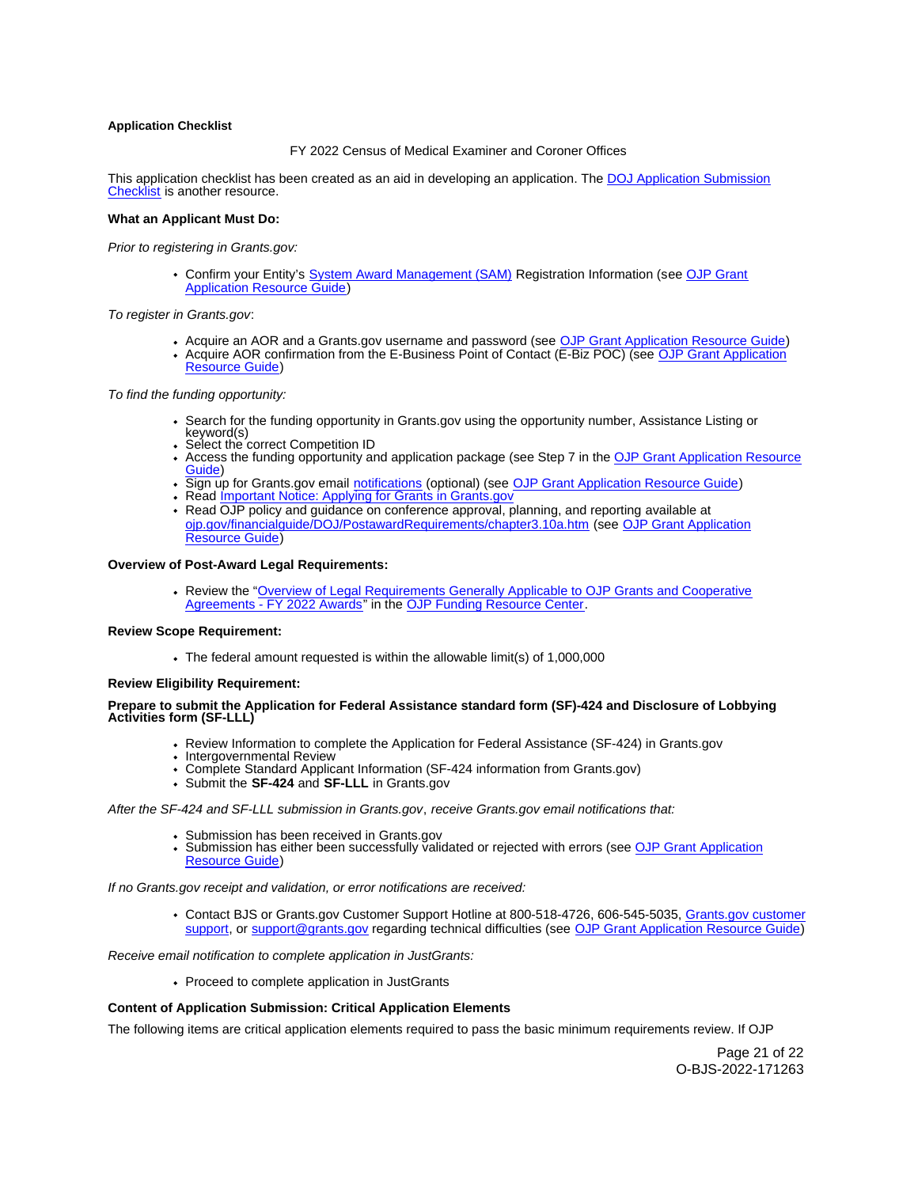**Application Checklist**

FY 2022 Census of Medical Examiner and Coroner Offices

This application checklist has been created as an aid in developing an application. The DOJ Application Submission Checklist is another resource.

**What an Applicant Must Do:**

*Prior to registering in Grants.gov:*

- Confirm your Entity's System Award Management (SAM) Registration Information (see OJP Grant Application Resource Guide)

*To register in Grants.gov*:

- Acquire an AOR and a Grants.gov username and password (see OJP Grant Application Resource Guide)
- Acquire AOR confirmation from the E-Business Point of Contact (E-Biz POC) (see OJP Grant Application Resource Guide)

*To find the funding opportunity:*

- Search for the funding opportunity in Grants.gov using the opportunity number, Assistance Listing or keyword(s)
- Select the correct Competition ID
- Access the funding opportunity and application package (see Step 7 in the OJP Grant Application Resource Guide)
- Sign up for Grants.gov email notifications (optional) (see OJP Grant Application Resource Guide)
- Read Important Notice: Applying for Grants in Grants.gov
- Read OJP policy and guidance on conference approval, planning, and reporting available at ojp.gov/financialguide/DOJ/PostawardRequirements/chapter3.10a.htm (see OJP Grant Application Resource Guide)

**Overview of Post-Award Legal Requirements:**

- Review the "Overview of Legal Requirements Generally Applicable to OJP Grants and Cooperative Agreements - FY 2022 Awards" in the OJP Funding Resource Center.

**Review Scope Requirement:**

- The federal amount requested is within the allowable limit(s) of 1,000,000

**Review Eligibility Requirement:**

**Prepare to submit the Application for Federal Assistance standard form (SF)-424 and Disclosure of Lobbying Activities form (SF-LLL)**

- Review Information to complete the Application for Federal Assistance (SF-424) in Grants.gov
- Intergovernmental Review
- Complete Standard Applicant Information (SF-424 information from Grants.gov)
- Submit the **SF-424** and **SF-LLL** in Grants.gov

*After the SF-424 and SF-LLL submission in Grants.gov, receive Grants.gov email notifications that:*

- Submission has been received in Grants.gov
- Submission has either been successfully validated or rejected with errors (see OJP Grant Application Resource Guide)

*If no Grants.gov receipt and validation, or error notifications are received:*

- Contact BJS or Grants.gov Customer Support Hotline at 800-518-4726, 606-545-5035, Grants.gov customer support, or support@grants.gov regarding technical difficulties (see OJP Grant Application Resource Guide)

*Receive email notification to complete application in JustGrants:*

- Proceed to complete application in JustGrants

**Content of Application Submission: Critical Application Elements**

The following items are critical application elements required to pass the basic minimum requirements review. If OJP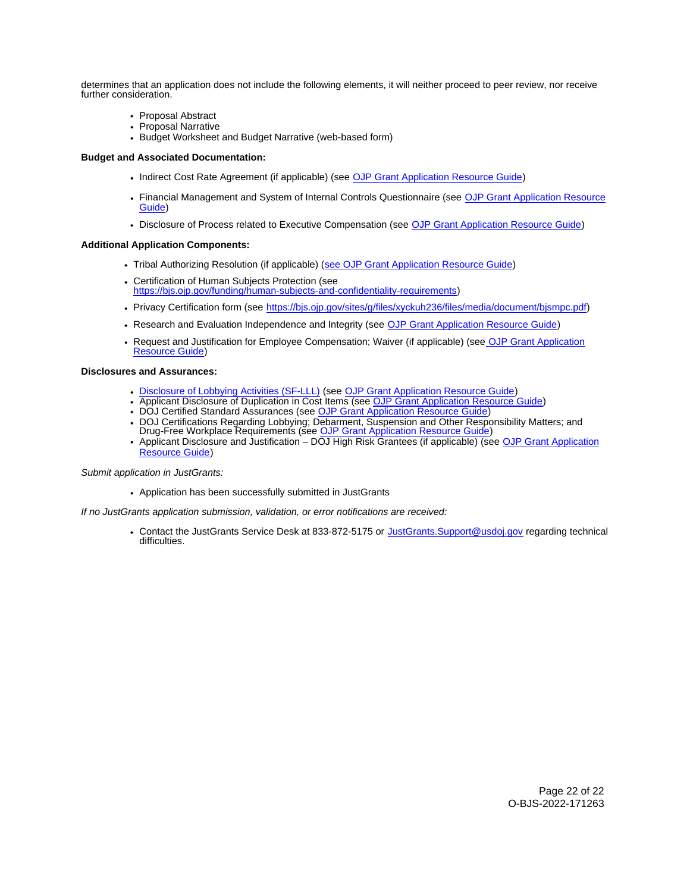determines that an application does not include the following elements, it will neither proceed to peer review, nor receive further consideration.

- Proposal Abstract
- Proposal Narrative
- Budget Worksheet and Budget Narrative (web-based form)

**Budget and Associated Documentation:**

- Indirect Cost Rate Agreement (if applicable) (see OJP Grant Application Resource Guide)
- Financial Management and System of Internal Controls Questionnaire (see OJP Grant Application Resource Guide)
- Disclosure of Process related to Executive Compensation (see OJP Grant Application Resource Guide)

**Additional Application Components:**

- Tribal Authorizing Resolution (if applicable) (see OJP Grant Application Resource Guide)
- Certification of Human Subjects Protection (see https://bjs.ojp.gov/funding/human-subjects-and-confidentiality-requirements)
- Privacy Certification form (see https://bjs.ojp.gov/sites/g/files/xyckuh236/files/media/document/bjsmpc.pdf)
- Research and Evaluation Independence and Integrity (see OJP Grant Application Resource Guide)
- Request and Justification for Employee Compensation; Waiver (if applicable) (see OJP Grant Application Resource Guide)

**Disclosures and Assurances:**

- Disclosure of Lobbying Activities (SF-LLL) (see OJP Grant Application Resource Guide)
- Applicant Disclosure of Duplication in Cost Items (see OJP Grant Application Resource Guide)
- DOJ Certified Standard Assurances (see OJP Grant Application Resource Guide)
- DOJ Certifications Regarding Lobbying; Debarment, Suspension and Other Responsibility Matters; and Drug-Free Workplace Requirements (see OJP Grant Application Resource Guide)
- Applicant Disclosure and Justification – DOJ High Risk Grantees (if applicable) (see OJP Grant Application Resource Guide)

*Submit application in JustGrants:*

- Application has been successfully submitted in JustGrants

*If no JustGrants application submission, validation, or error notifications are received:*

- Contact the JustGrants Service Desk at 833-872-5175 or JustGrants.Support@usdoj.gov regarding technical difficulties.

O-BJS-2022-171263